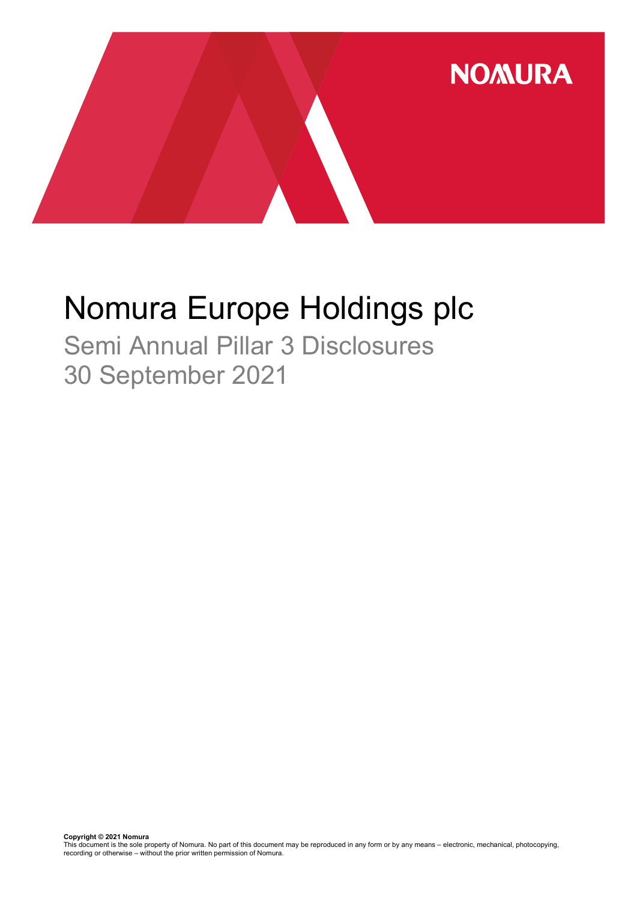NOMURA

# Nomura Europe Holdings plc

## Semi Annual Pillar 3 Disclosures
## 30 September 2021

**Copyright © 2021 Nomura**
This document is the sole property of Nomura. No part of this document may be reproduced in any form or by any means – electronic, mechanical, photocopying, recording or otherwise – without the prior written permission of Nomura.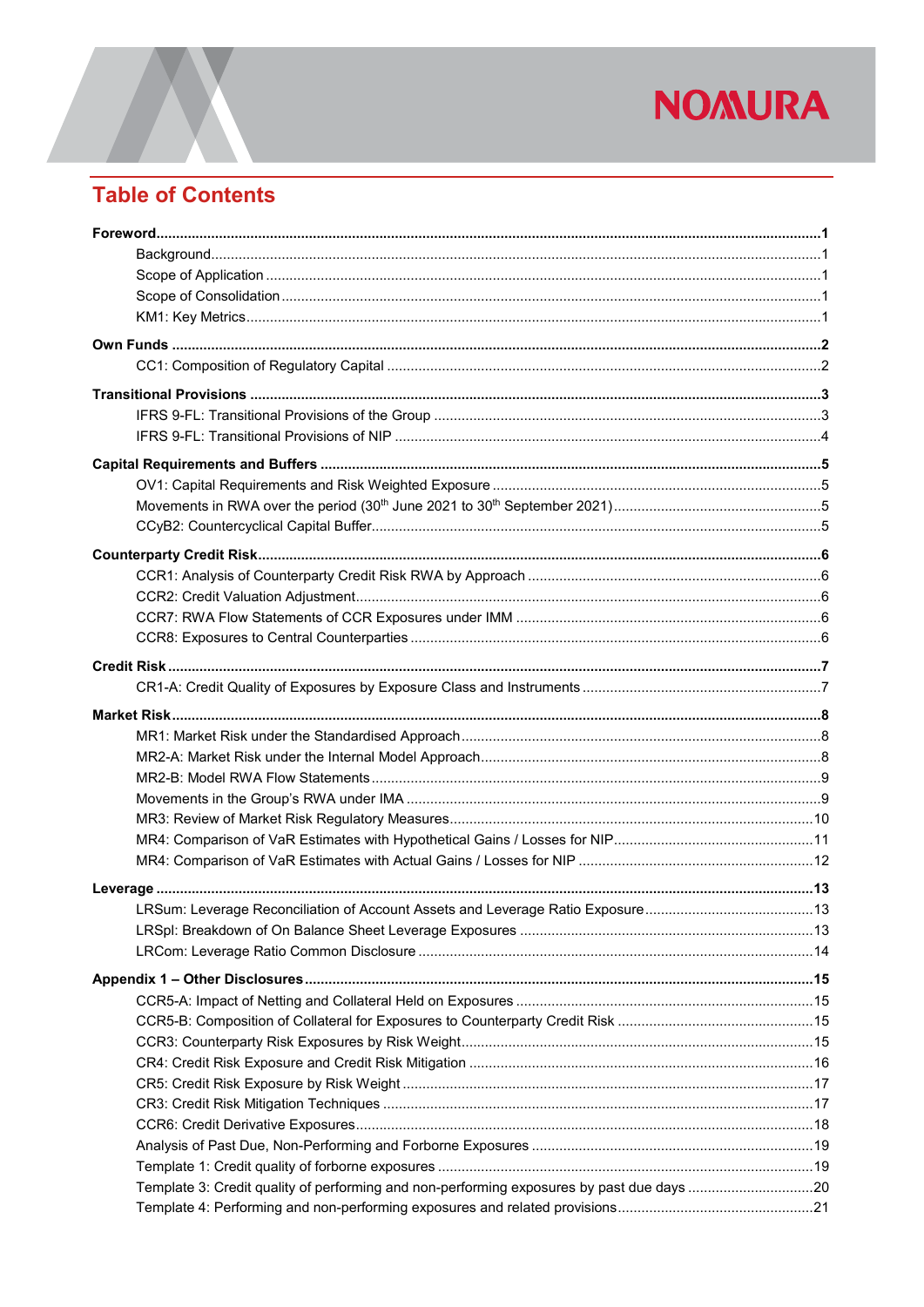# Table of Contents

**Foreword** ... **1**
- Background ... 1
- Scope of Application ... 1
- Scope of Consolidation ... 1
- KM1: Key Metrics ... 1

**Own Funds** ... **2**
- CC1: Composition of Regulatory Capital ... 2

**Transitional Provisions** ... **3**
- IFRS 9-FL: Transitional Provisions of the Group ... 3
- IFRS 9-FL: Transitional Provisions of NIP ... 4

**Capital Requirements and Buffers** ... **5**
- OV1: Capital Requirements and Risk Weighted Exposure ... 5
- Movements in RWA over the period (30th June 2021 to 30th September 2021) ... 5
- CCyB2: Countercyclical Capital Buffer ... 5

**Counterparty Credit Risk** ... **6**
- CCR1: Analysis of Counterparty Credit Risk RWA by Approach ... 6
- CCR2: Credit Valuation Adjustment ... 6
- CCR7: RWA Flow Statements of CCR Exposures under IMM ... 6
- CCR8: Exposures to Central Counterparties ... 6

**Credit Risk** ... **7**
- CR1-A: Credit Quality of Exposures by Exposure Class and Instruments ... 7

**Market Risk** ... **8**
- MR1: Market Risk under the Standardised Approach ... 8
- MR2-A: Market Risk under the Internal Model Approach ... 8
- MR2-B: Model RWA Flow Statements ... 9
- Movements in the Group's RWA under IMA ... 9
- MR3: Review of Market Risk Regulatory Measures ... 10
- MR4: Comparison of VaR Estimates with Hypothetical Gains / Losses for NIP ... 11
- MR4: Comparison of VaR Estimates with Actual Gains / Losses for NIP ... 12

**Leverage** ... **13**
- LRSum: Leverage Reconciliation of Account Assets and Leverage Ratio Exposure ... 13
- LRSpl: Breakdown of On Balance Sheet Leverage Exposures ... 13
- LRCom: Leverage Ratio Common Disclosure ... 14

**Appendix 1 – Other Disclosures** ... **15**
- CCR5-A: Impact of Netting and Collateral Held on Exposures ... 15
- CCR5-B: Composition of Collateral for Exposures to Counterparty Credit Risk ... 15
- CCR3: Counterparty Risk Exposures by Risk Weight ... 15
- CR4: Credit Risk Exposure and Credit Risk Mitigation ... 16
- CR5: Credit Risk Exposure by Risk Weight ... 17
- CR3: Credit Risk Mitigation Techniques ... 17
- CCR6: Credit Derivative Exposures ... 18
- Analysis of Past Due, Non-Performing and Forborne Exposures ... 19
- Template 1: Credit quality of forborne exposures ... 19
- Template 3: Credit quality of performing and non-performing exposures by past due days ... 20
- Template 4: Performing and non-performing exposures and related provisions ... 21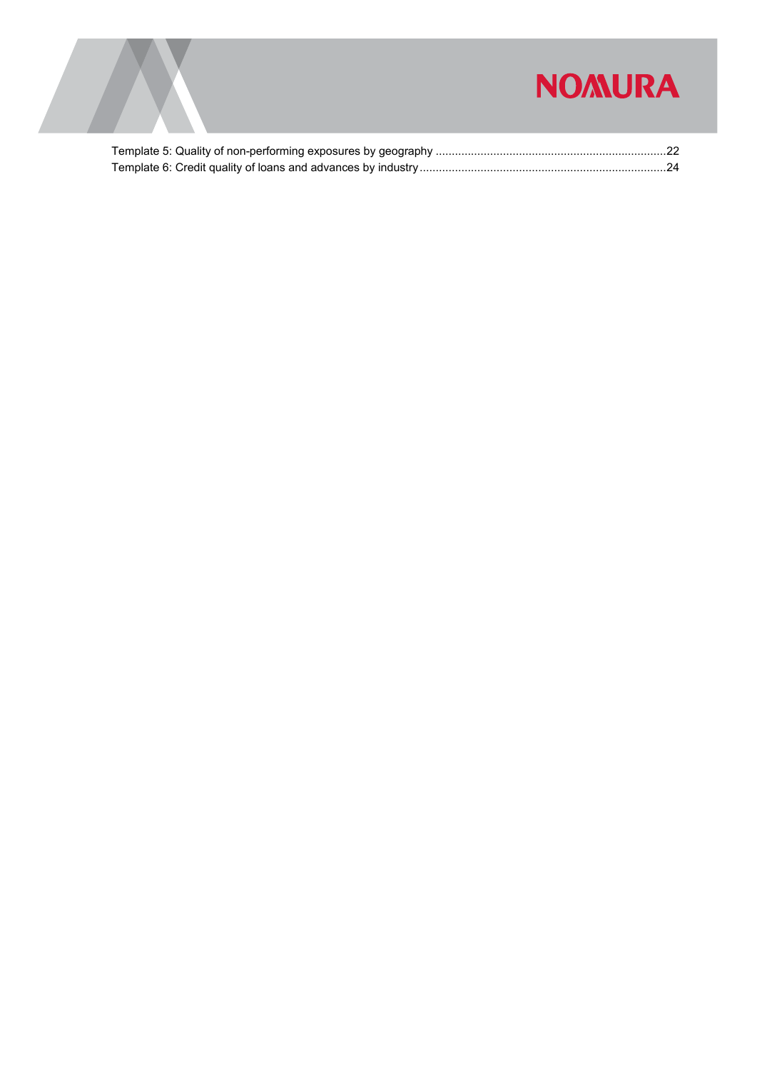Template 5: Quality of non-performing exposures by geography .......................................................................22
Template 6: Credit quality of loans and advances by industry ............................................................................24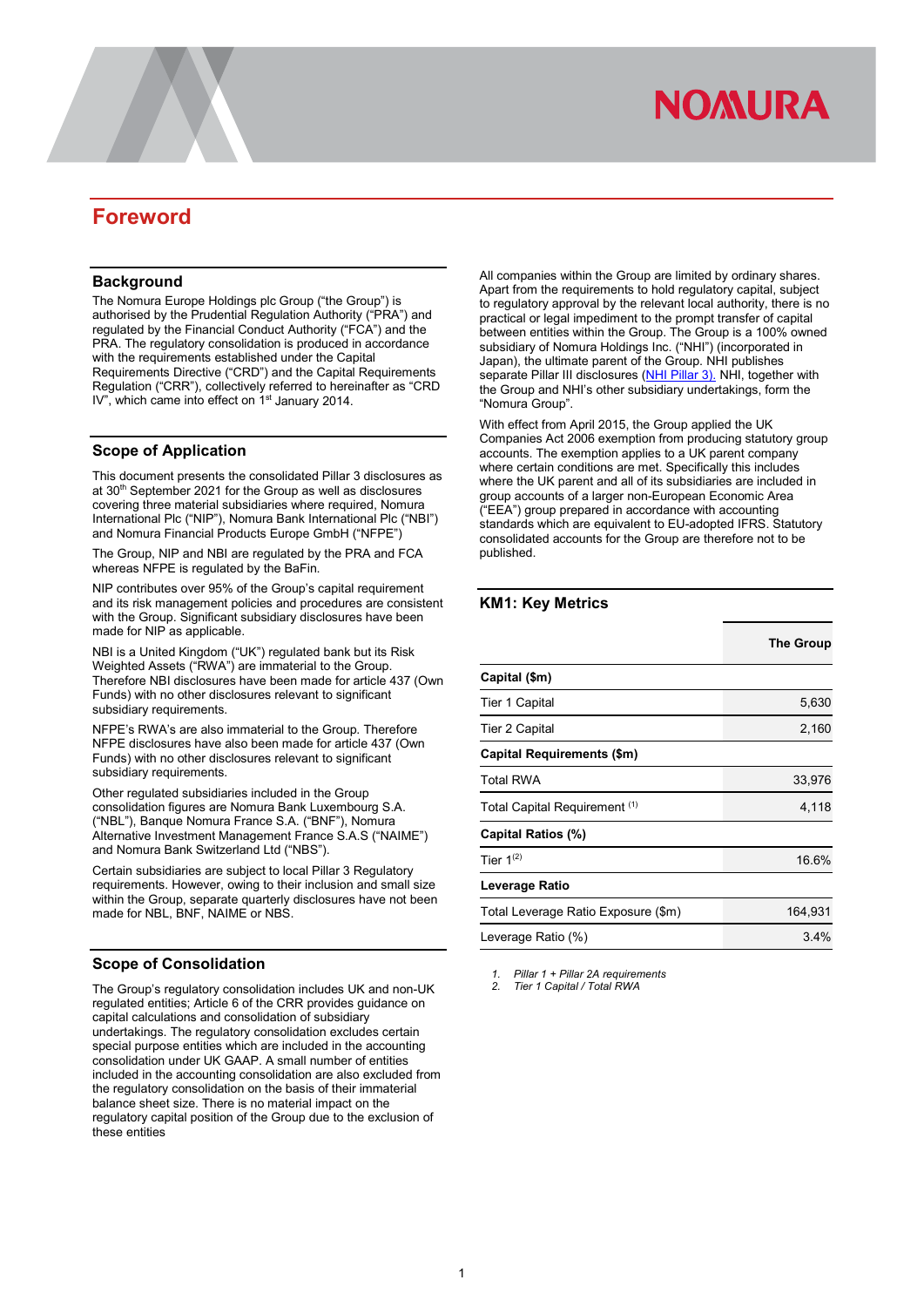# Foreword

## Background

The Nomura Europe Holdings plc Group ("the Group") is authorised by the Prudential Regulation Authority ("PRA") and regulated by the Financial Conduct Authority ("FCA") and the PRA. The regulatory consolidation is produced in accordance with the requirements established under the Capital Requirements Directive ("CRD") and the Capital Requirements Regulation ("CRR"), collectively referred to hereinafter as "CRD IV", which came into effect on 1st January 2014.

## Scope of Application

This document presents the consolidated Pillar 3 disclosures as at 30th September 2021 for the Group as well as disclosures covering three material subsidiaries where required, Nomura International Plc ("NIP"), Nomura Bank International Plc ("NBI") and Nomura Financial Products Europe GmbH ("NFPE")

The Group, NIP and NBI are regulated by the PRA and FCA whereas NFPE is regulated by the BaFin.

NIP contributes over 95% of the Group's capital requirement and its risk management policies and procedures are consistent with the Group. Significant subsidiary disclosures have been made for NIP as applicable.

NBI is a United Kingdom ("UK") regulated bank but its Risk Weighted Assets ("RWA") are immaterial to the Group. Therefore NBI disclosures have been made for article 437 (Own Funds) with no other disclosures relevant to significant subsidiary requirements.

NFPE's RWA's are also immaterial to the Group. Therefore NFPE disclosures have also been made for article 437 (Own Funds) with no other disclosures relevant to significant subsidiary requirements.

Other regulated subsidiaries included in the Group consolidation figures are Nomura Bank Luxembourg S.A. ("NBL"), Banque Nomura France S.A. ("BNF"), Nomura Alternative Investment Management France S.A.S ("NAIME") and Nomura Bank Switzerland Ltd ("NBS").

Certain subsidiaries are subject to local Pillar 3 Regulatory requirements. However, owing to their inclusion and small size within the Group, separate quarterly disclosures have not been made for NBL, BNF, NAIME or NBS.

## Scope of Consolidation

The Group's regulatory consolidation includes UK and non-UK regulated entities; Article 6 of the CRR provides guidance on capital calculations and consolidation of subsidiary undertakings. The regulatory consolidation excludes certain special purpose entities which are included in the accounting consolidation under UK GAAP. A small number of entities included in the accounting consolidation are also excluded from the regulatory consolidation on the basis of their immaterial balance sheet size. There is no material impact on the regulatory capital position of the Group due to the exclusion of these entities

All companies within the Group are limited by ordinary shares. Apart from the requirements to hold regulatory capital, subject to regulatory approval by the relevant local authority, there is no practical or legal impediment to the prompt transfer of capital between entities within the Group. The Group is a 100% owned subsidiary of Nomura Holdings Inc. ("NHI") (incorporated in Japan), the ultimate parent of the Group. NHI publishes separate Pillar III disclosures (NHI Pillar 3). NHI, together with the Group and NHI's other subsidiary undertakings, form the "Nomura Group".

With effect from April 2015, the Group applied the UK Companies Act 2006 exemption from producing statutory group accounts. The exemption applies to a UK parent company where certain conditions are met. Specifically this includes where the UK parent and all of its subsidiaries are included in group accounts of a larger non-European Economic Area ("EEA") group prepared in accordance with accounting standards which are equivalent to EU-adopted IFRS. Statutory consolidated accounts for the Group are therefore not to be published.

## KM1: Key Metrics

| | The Group |
|---|---|
| **Capital ($m)** | |
| Tier 1 Capital | 5,630 |
| Tier 2 Capital | 2,160 |
| **Capital Requirements ($m)** | |
| Total RWA | 33,976 |
| Total Capital Requirement [1] | 4,118 |
| **Capital Ratios (%)** | |
| Tier 1[2] | 16.6% |
| **Leverage Ratio** | |
| Total Leverage Ratio Exposure ($m) | 164,931 |
| Leverage Ratio (%) | 3.4% |

1. *Pillar 1 + Pillar 2A requirements*
2. *Tier 1 Capital / Total RWA*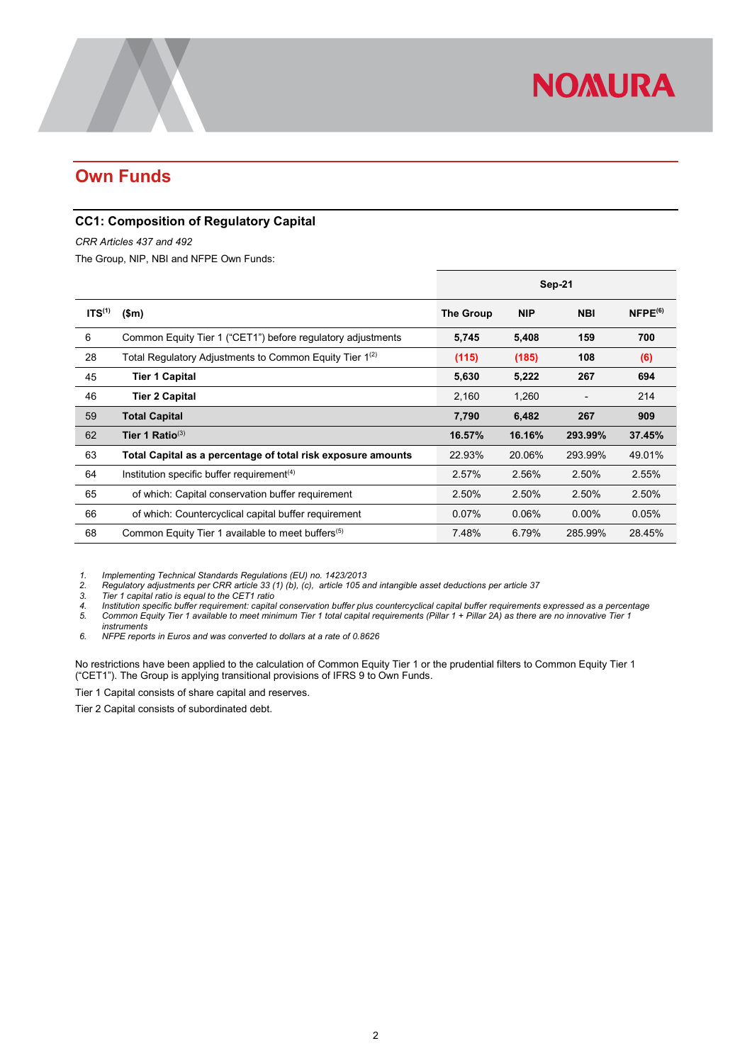## Own Funds

### CC1: Composition of Regulatory Capital

*CRR Articles 437 and 492*

The Group, NIP, NBI and NFPE Own Funds:

| | | Sep-21 | | | |
|---|---|---|---|---|---|
| ITS[1] | ($m) | The Group | NIP | NBI | NFPE[6] |
| 6 | Common Equity Tier 1 ("CET1") before regulatory adjustments | **5,745** | **5,408** | **159** | **700** |
| 28 | Total Regulatory Adjustments to Common Equity Tier 1[2] | **(115)** | **(185)** | **108** | **(6)** |
| 45 | **Tier 1 Capital** | **5,630** | **5,222** | **267** | **694** |
| 46 | **Tier 2 Capital** | 2,160 | 1,260 | - | 214 |
| 59 | **Total Capital** | **7,790** | **6,482** | **267** | **909** |
| 62 | **Tier 1 Ratio**[3] | **16.57%** | **16.16%** | **293.99%** | **37.45%** |
| 63 | **Total Capital as a percentage of total risk exposure amounts** | 22.93% | 20.06% | 293.99% | 49.01% |
| 64 | Institution specific buffer requirement[4] | 2.57% | 2.56% | 2.50% | 2.55% |
| 65 | of which: Capital conservation buffer requirement | 2.50% | 2.50% | 2.50% | 2.50% |
| 66 | of which: Countercyclical capital buffer requirement | 0.07% | 0.06% | 0.00% | 0.05% |
| 68 | Common Equity Tier 1 available to meet buffers[5] | 7.48% | 6.79% | 285.99% | 28.45% |

1. *Implementing Technical Standards Regulations (EU) no. 1423/2013*
2. *Regulatory adjustments per CRR article 33 (1) (b), (c), article 105 and intangible asset deductions per article 37*
3. *Tier 1 capital ratio is equal to the CET1 ratio*
4. *Institution specific buffer requirement: capital conservation buffer plus countercyclical capital buffer requirements expressed as a percentage*
5. *Common Equity Tier 1 available to meet minimum Tier 1 total capital requirements (Pillar 1 + Pillar 2A) as there are no innovative Tier 1 instruments*
6. *NFPE reports in Euros and was converted to dollars at a rate of 0.8626*

No restrictions have been applied to the calculation of Common Equity Tier 1 or the prudential filters to Common Equity Tier 1 ("CET1"). The Group is applying transitional provisions of IFRS 9 to Own Funds.

Tier 1 Capital consists of share capital and reserves.

Tier 2 Capital consists of subordinated debt.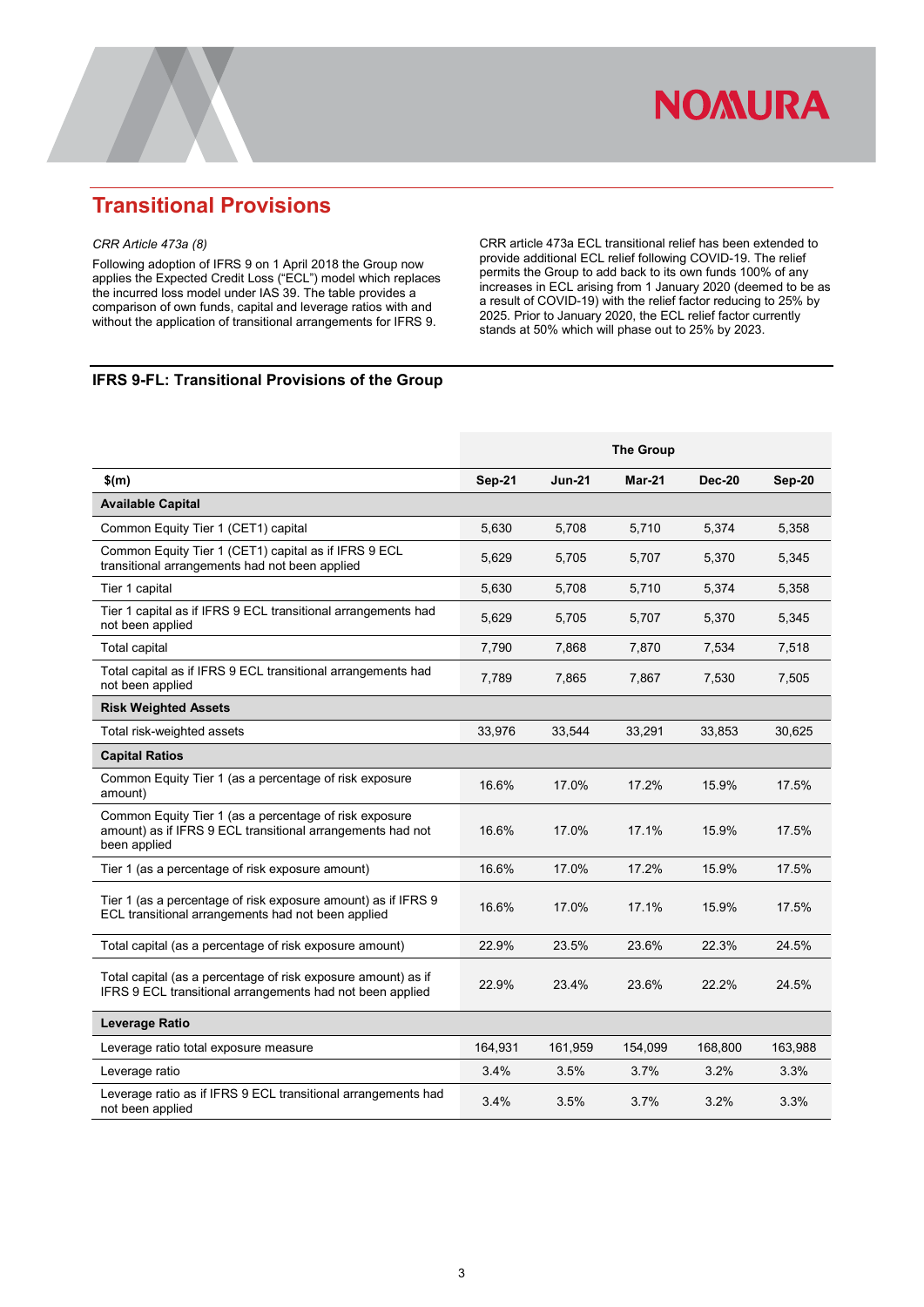## Transitional Provisions

*CRR Article 473a (8)*

Following adoption of IFRS 9 on 1 April 2018 the Group now applies the Expected Credit Loss ("ECL") model which replaces the incurred loss model under IAS 39. The table provides a comparison of own funds, capital and leverage ratios with and without the application of transitional arrangements for IFRS 9.

CRR article 473a ECL transitional relief has been extended to provide additional ECL relief following COVID-19. The relief permits the Group to add back to its own funds 100% of any increases in ECL arising from 1 January 2020 (deemed to be as a result of COVID-19) with the relief factor reducing to 25% by 2025. Prior to January 2020, the ECL relief factor currently stands at 50% which will phase out to 25% by 2023.

### IFRS 9-FL: Transitional Provisions of the Group

| | The Group | | | | |
|---|---|---|---|---|---|
| **$(m)** | **Sep-21** | **Jun-21** | **Mar-21** | **Dec-20** | **Sep-20** |
| **Available Capital** | | | | | |
| Common Equity Tier 1 (CET1) capital | 5,630 | 5,708 | 5,710 | 5,374 | 5,358 |
| Common Equity Tier 1 (CET1) capital as if IFRS 9 ECL transitional arrangements had not been applied | 5,629 | 5,705 | 5,707 | 5,370 | 5,345 |
| Tier 1 capital | 5,630 | 5,708 | 5,710 | 5,374 | 5,358 |
| Tier 1 capital as if IFRS 9 ECL transitional arrangements had not been applied | 5,629 | 5,705 | 5,707 | 5,370 | 5,345 |
| Total capital | 7,790 | 7,868 | 7,870 | 7,534 | 7,518 |
| Total capital as if IFRS 9 ECL transitional arrangements had not been applied | 7,789 | 7,865 | 7,867 | 7,530 | 7,505 |
| **Risk Weighted Assets** | | | | | |
| Total risk-weighted assets | 33,976 | 33,544 | 33,291 | 33,853 | 30,625 |
| **Capital Ratios** | | | | | |
| Common Equity Tier 1 (as a percentage of risk exposure amount) | 16.6% | 17.0% | 17.2% | 15.9% | 17.5% |
| Common Equity Tier 1 (as a percentage of risk exposure amount) as if IFRS 9 ECL transitional arrangements had not been applied | 16.6% | 17.0% | 17.1% | 15.9% | 17.5% |
| Tier 1 (as a percentage of risk exposure amount) | 16.6% | 17.0% | 17.2% | 15.9% | 17.5% |
| Tier 1 (as a percentage of risk exposure amount) as if IFRS 9 ECL transitional arrangements had not been applied | 16.6% | 17.0% | 17.1% | 15.9% | 17.5% |
| Total capital (as a percentage of risk exposure amount) | 22.9% | 23.5% | 23.6% | 22.3% | 24.5% |
| Total capital (as a percentage of risk exposure amount) as if IFRS 9 ECL transitional arrangements had not been applied | 22.9% | 23.4% | 23.6% | 22.2% | 24.5% |
| **Leverage Ratio** | | | | | |
| Leverage ratio total exposure measure | 164,931 | 161,959 | 154,099 | 168,800 | 163,988 |
| Leverage ratio | 3.4% | 3.5% | 3.7% | 3.2% | 3.3% |
| Leverage ratio as if IFRS 9 ECL transitional arrangements had not been applied | 3.4% | 3.5% | 3.7% | 3.2% | 3.3% |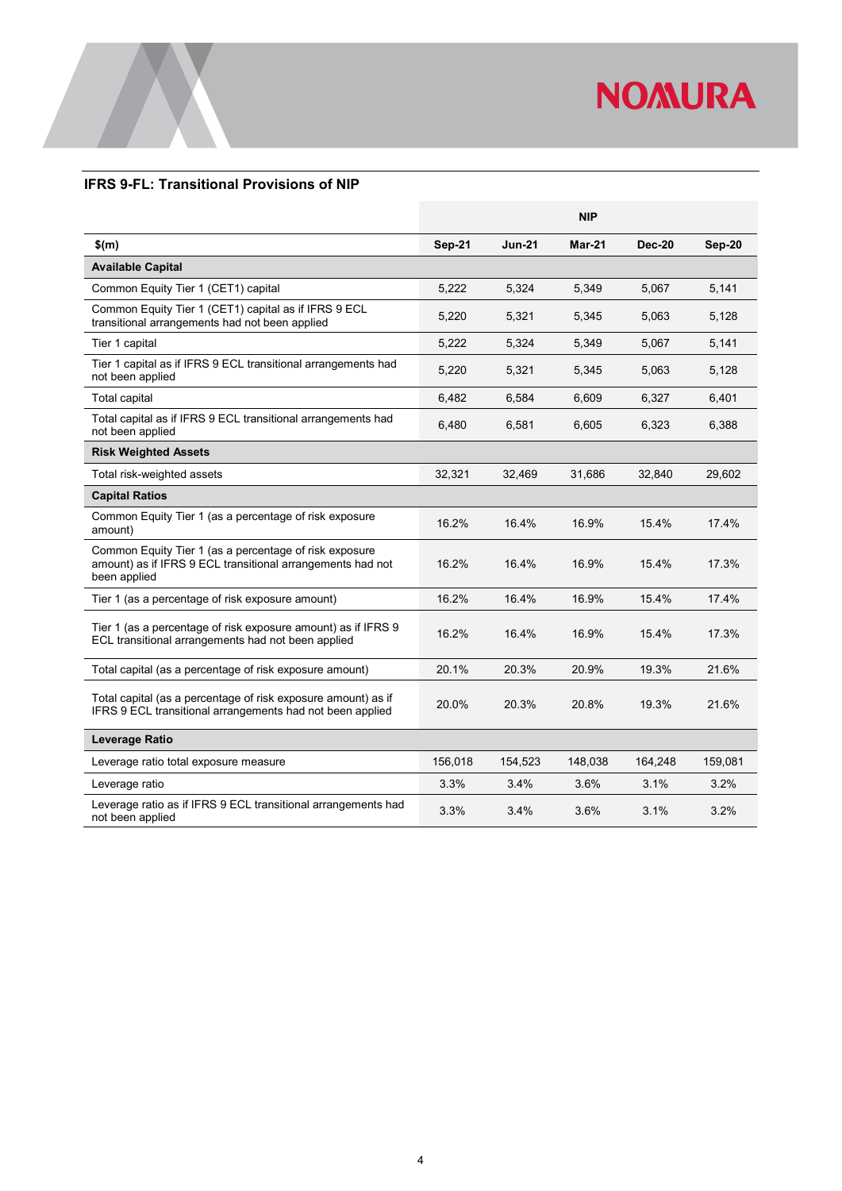## IFRS 9-FL: Transitional Provisions of NIP

| | NIP | | | | |
|---|---|---|---|---|---|
| **$(m)** | **Sep-21** | **Jun-21** | **Mar-21** | **Dec-20** | **Sep-20** |
| **Available Capital** | | | | | |
| Common Equity Tier 1 (CET1) capital | 5,222 | 5,324 | 5,349 | 5,067 | 5,141 |
| Common Equity Tier 1 (CET1) capital as if IFRS 9 ECL transitional arrangements had not been applied | 5,220 | 5,321 | 5,345 | 5,063 | 5,128 |
| Tier 1 capital | 5,222 | 5,324 | 5,349 | 5,067 | 5,141 |
| Tier 1 capital as if IFRS 9 ECL transitional arrangements had not been applied | 5,220 | 5,321 | 5,345 | 5,063 | 5,128 |
| Total capital | 6,482 | 6,584 | 6,609 | 6,327 | 6,401 |
| Total capital as if IFRS 9 ECL transitional arrangements had not been applied | 6,480 | 6,581 | 6,605 | 6,323 | 6,388 |
| **Risk Weighted Assets** | | | | | |
| Total risk-weighted assets | 32,321 | 32,469 | 31,686 | 32,840 | 29,602 |
| **Capital Ratios** | | | | | |
| Common Equity Tier 1 (as a percentage of risk exposure amount) | 16.2% | 16.4% | 16.9% | 15.4% | 17.4% |
| Common Equity Tier 1 (as a percentage of risk exposure amount) as if IFRS 9 ECL transitional arrangements had not been applied | 16.2% | 16.4% | 16.9% | 15.4% | 17.3% |
| Tier 1 (as a percentage of risk exposure amount) | 16.2% | 16.4% | 16.9% | 15.4% | 17.4% |
| Tier 1 (as a percentage of risk exposure amount) as if IFRS 9 ECL transitional arrangements had not been applied | 16.2% | 16.4% | 16.9% | 15.4% | 17.3% |
| Total capital (as a percentage of risk exposure amount) | 20.1% | 20.3% | 20.9% | 19.3% | 21.6% |
| Total capital (as a percentage of risk exposure amount) as if IFRS 9 ECL transitional arrangements had not been applied | 20.0% | 20.3% | 20.8% | 19.3% | 21.6% |
| **Leverage Ratio** | | | | | |
| Leverage ratio total exposure measure | 156,018 | 154,523 | 148,038 | 164,248 | 159,081 |
| Leverage ratio | 3.3% | 3.4% | 3.6% | 3.1% | 3.2% |
| Leverage ratio as if IFRS 9 ECL transitional arrangements had not been applied | 3.3% | 3.4% | 3.6% | 3.1% | 3.2% |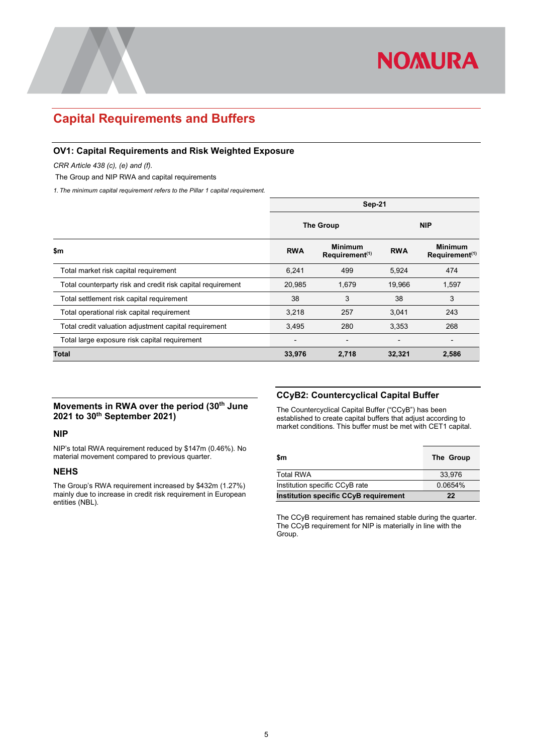# Capital Requirements and Buffers

## OV1: Capital Requirements and Risk Weighted Exposure

*CRR Article 438 (c), (e) and (f).*

The Group and NIP RWA and capital requirements

*1. The minimum capital requirement refers to the Pillar 1 capital requirement.*

| | Sep-21 | | | |
|---|---|---|---|---|
| | The Group | | NIP | |
| **$m** | **RWA** | **Minimum Requirement[1]** | **RWA** | **Minimum Requirement[1]** |
| Total market risk capital requirement | 6,241 | 499 | 5,924 | 474 |
| Total counterparty risk and credit risk capital requirement | 20,985 | 1,679 | 19,966 | 1,597 |
| Total settlement risk capital requirement | 38 | 3 | 38 | 3 |
| Total operational risk capital requirement | 3,218 | 257 | 3,041 | 243 |
| Total credit valuation adjustment capital requirement | 3,495 | 280 | 3,353 | 268 |
| Total large exposure risk capital requirement | - | - | - | - |
| **Total** | **33,976** | **2,718** | **32,321** | **2,586** |

## Movements in RWA over the period (30th June 2021 to 30th September 2021)

### NIP

NIP's total RWA requirement reduced by $147m (0.46%). No material movement compared to previous quarter.

### NEHS

The Group's RWA requirement increased by $432m (1.27%) mainly due to increase in credit risk requirement in European entities (NBL).

## CCyB2: Countercyclical Capital Buffer

The Countercyclical Capital Buffer ("CCyB") has been established to create capital buffers that adjust according to market conditions. This buffer must be met with CET1 capital.

| $m | The Group |
|---|---|
| Total RWA | 33,976 |
| Institution specific CCyB rate | 0.0654% |
| **Institution specific CCyB requirement** | **22** |

The CCyB requirement has remained stable during the quarter. The CCyB requirement for NIP is materially in line with the Group.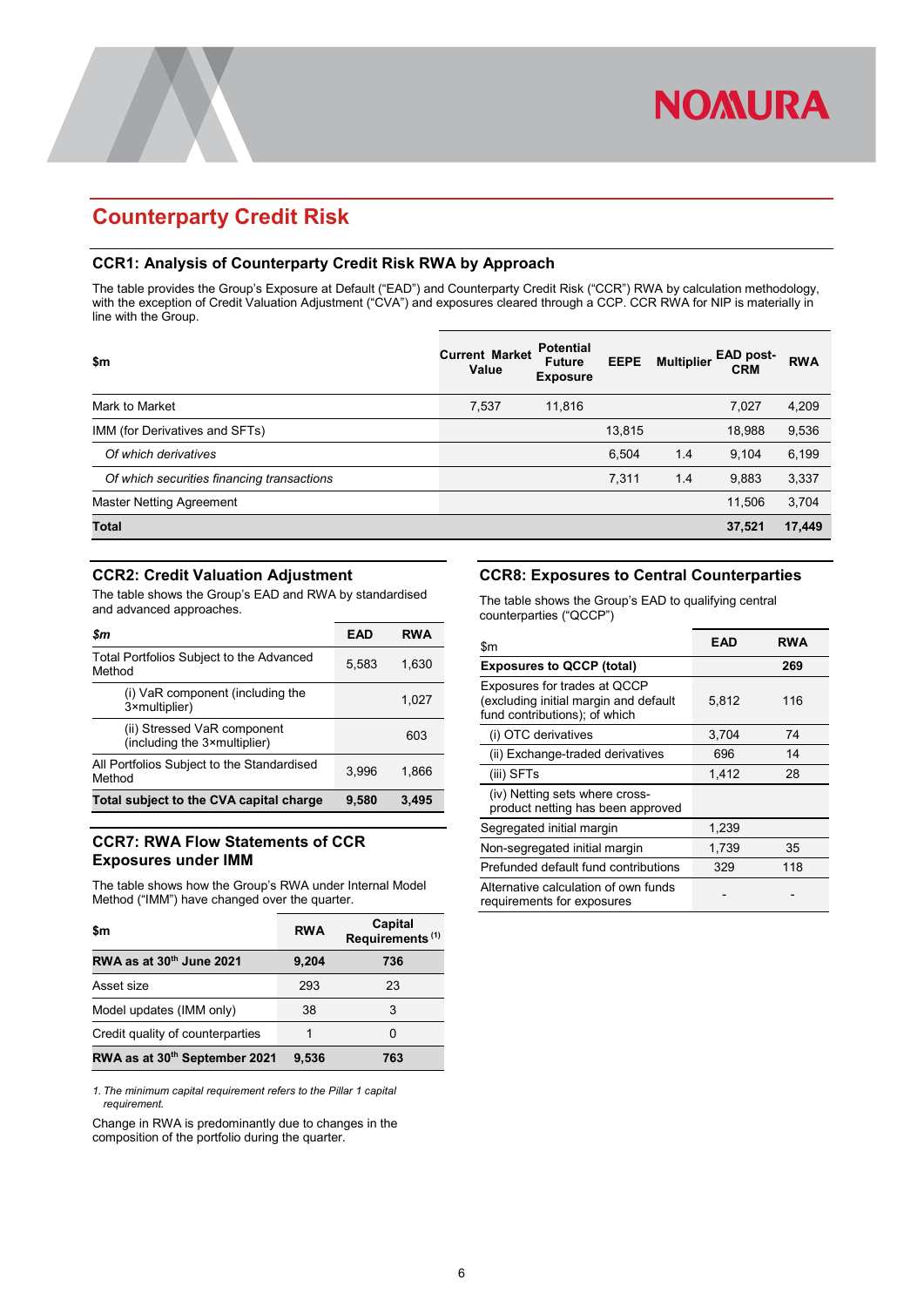## Counterparty Credit Risk

### CCR1: Analysis of Counterparty Credit Risk RWA by Approach

The table provides the Group's Exposure at Default ("EAD") and Counterparty Credit Risk ("CCR") RWA by calculation methodology, with the exception of Credit Valuation Adjustment ("CVA") and exposures cleared through a CCP. CCR RWA for NIP is materially in line with the Group.

| $m | Current Market Value | Potential Future Exposure | EEPE | Multiplier | EAD post-CRM | RWA |
|---|---|---|---|---|---|---|
| Mark to Market | 7,537 | 11,816 | | | 7,027 | 4,209 |
| IMM (for Derivatives and SFTs) | | | 13,815 | | 18,988 | 9,536 |
| *Of which derivatives* | | | 6,504 | 1.4 | 9,104 | 6,199 |
| *Of which securities financing transactions* | | | 7,311 | 1.4 | 9,883 | 3,337 |
| Master Netting Agreement | | | | | 11,506 | 3,704 |
| **Total** | | | | | **37,521** | **17,449** |

### CCR2: Credit Valuation Adjustment

The table shows the Group's EAD and RWA by standardised and advanced approaches.

| *$m* | EAD | RWA |
|---|---|---|
| Total Portfolios Subject to the Advanced Method | 5,583 | 1,630 |
| (i) VaR component (including the 3×multiplier) | | 1,027 |
| (ii) Stressed VaR component (including the 3×multiplier) | | 603 |
| All Portfolios Subject to the Standardised Method | 3,996 | 1,866 |
| **Total subject to the CVA capital charge** | **9,580** | **3,495** |

### CCR7: RWA Flow Statements of CCR Exposures under IMM

The table shows how the Group's RWA under Internal Model Method ("IMM") have changed over the quarter.

| $m | RWA | Capital Requirements [(1)] |
|---|---|---|
| **RWA as at 30th June 2021** | **9,204** | **736** |
| Asset size | 293 | 23 |
| Model updates (IMM only) | 38 | 3 |
| Credit quality of counterparties | 1 | 0 |
| **RWA as at 30th September 2021** | **9,536** | **763** |

*1. The minimum capital requirement refers to the Pillar 1 capital requirement.*

Change in RWA is predominantly due to changes in the composition of the portfolio during the quarter.

### CCR8: Exposures to Central Counterparties

The table shows the Group's EAD to qualifying central counterparties ("QCCP")

| $m | EAD | RWA |
|---|---|---|
| **Exposures to QCCP (total)** | | **269** |
| Exposures for trades at QCCP (excluding initial margin and default fund contributions); of which | 5,812 | 116 |
| (i) OTC derivatives | 3,704 | 74 |
| (ii) Exchange-traded derivatives | 696 | 14 |
| (iii) SFTs | 1,412 | 28 |
| (iv) Netting sets where cross-product netting has been approved | | |
| Segregated initial margin | 1,239 | |
| Non-segregated initial margin | 1,739 | 35 |
| Prefunded default fund contributions | 329 | 118 |
| Alternative calculation of own funds requirements for exposures | - | - |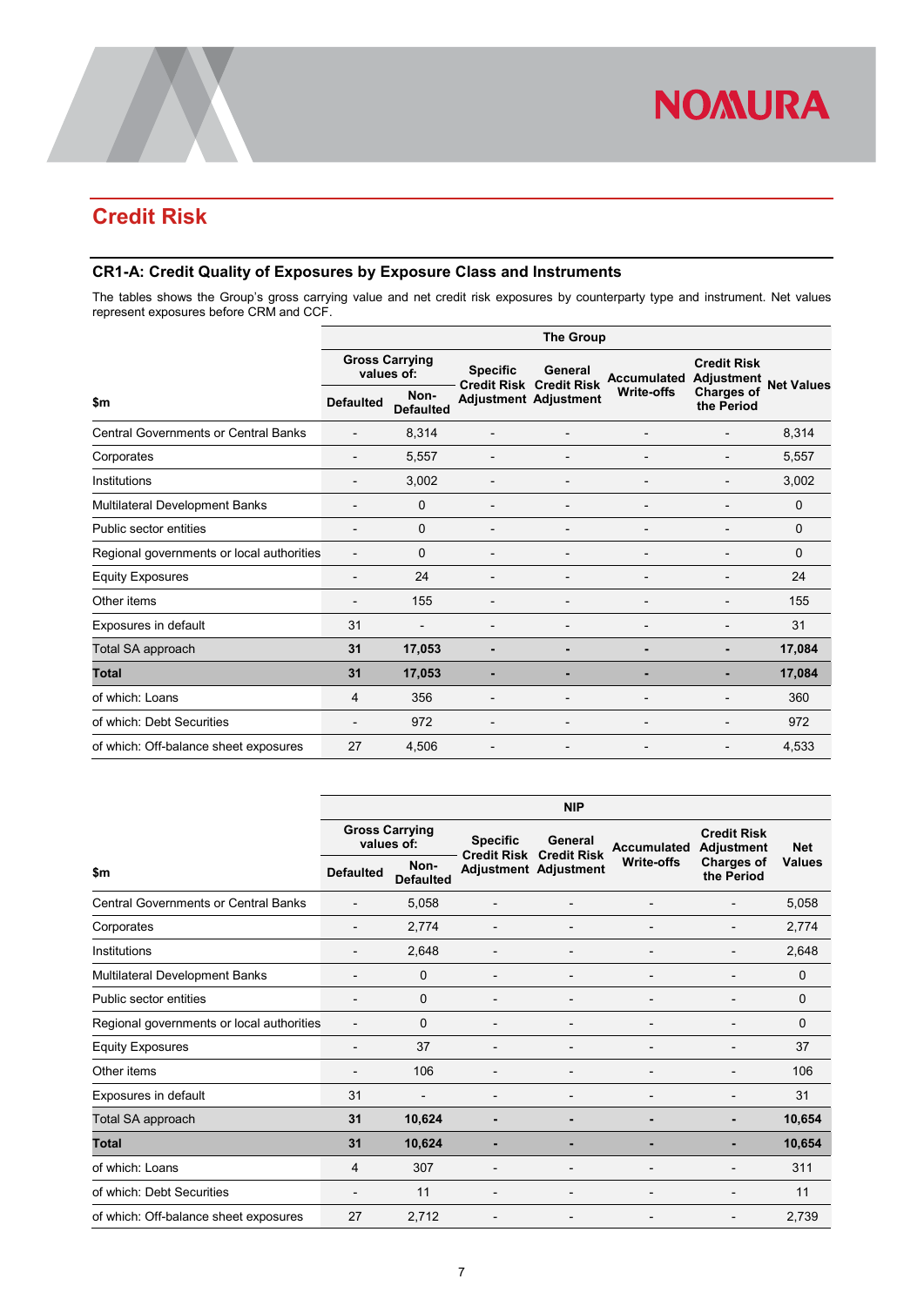## Credit Risk

### CR1-A: Credit Quality of Exposures by Exposure Class and Instruments

The tables shows the Group's gross carrying value and net credit risk exposures by counterparty type and instrument. Net values represent exposures before CRM and CCF.

| $m | The Group | | | | | | |
|---|---|---|---|---|---|---|---|
| | Gross Carrying values of: | | Specific Credit Risk Adjustment | General Credit Risk Adjustment | Accumulated Write-offs | Credit Risk Adjustment Charges of the Period | Net Values |
| | Defaulted | Non-Defaulted | | | | | |
| Central Governments or Central Banks | - | 8,314 | - | - | - | - | 8,314 |
| Corporates | - | 5,557 | - | - | - | - | 5,557 |
| Institutions | - | 3,002 | - | - | - | - | 3,002 |
| Multilateral Development Banks | - | 0 | - | - | - | - | 0 |
| Public sector entities | - | 0 | - | - | - | - | 0 |
| Regional governments or local authorities | - | 0 | - | - | - | - | 0 |
| Equity Exposures | - | 24 | - | - | - | - | 24 |
| Other items | - | 155 | - | - | - | - | 155 |
| Exposures in default | 31 | - | - | - | - | - | 31 |
| Total SA approach | **31** | **17,053** | **-** | **-** | **-** | **-** | **17,084** |
| **Total** | **31** | **17,053** | **-** | **-** | **-** | **-** | **17,084** |
| of which: Loans | 4 | 356 | - | - | - | - | 360 |
| of which: Debt Securities | - | 972 | - | - | - | - | 972 |
| of which: Off-balance sheet exposures | 27 | 4,506 | - | - | - | - | 4,533 |

| $m | NIP | | | | | | |
|---|---|---|---|---|---|---|---|
| | Gross Carrying values of: | | Specific Credit Risk Adjustment | General Credit Risk Adjustment | Accumulated Write-offs | Credit Risk Adjustment Charges of the Period | Net Values |
| | Defaulted | Non-Defaulted | | | | | |
| Central Governments or Central Banks | - | 5,058 | - | - | - | - | 5,058 |
| Corporates | - | 2,774 | - | - | - | - | 2,774 |
| Institutions | - | 2,648 | - | - | - | - | 2,648 |
| Multilateral Development Banks | - | 0 | - | - | - | - | 0 |
| Public sector entities | - | 0 | - | - | - | - | 0 |
| Regional governments or local authorities | - | 0 | - | - | - | - | 0 |
| Equity Exposures | - | 37 | - | - | - | - | 37 |
| Other items | - | 106 | - | - | - | - | 106 |
| Exposures in default | 31 | - | - | - | - | - | 31 |
| Total SA approach | **31** | **10,624** | **-** | **-** | **-** | **-** | **10,654** |
| **Total** | **31** | **10,624** | **-** | **-** | **-** | **-** | **10,654** |
| of which: Loans | 4 | 307 | - | - | - | - | 311 |
| of which: Debt Securities | - | 11 | - | - | - | - | 11 |
| of which: Off-balance sheet exposures | 27 | 2,712 | - | - | - | - | 2,739 |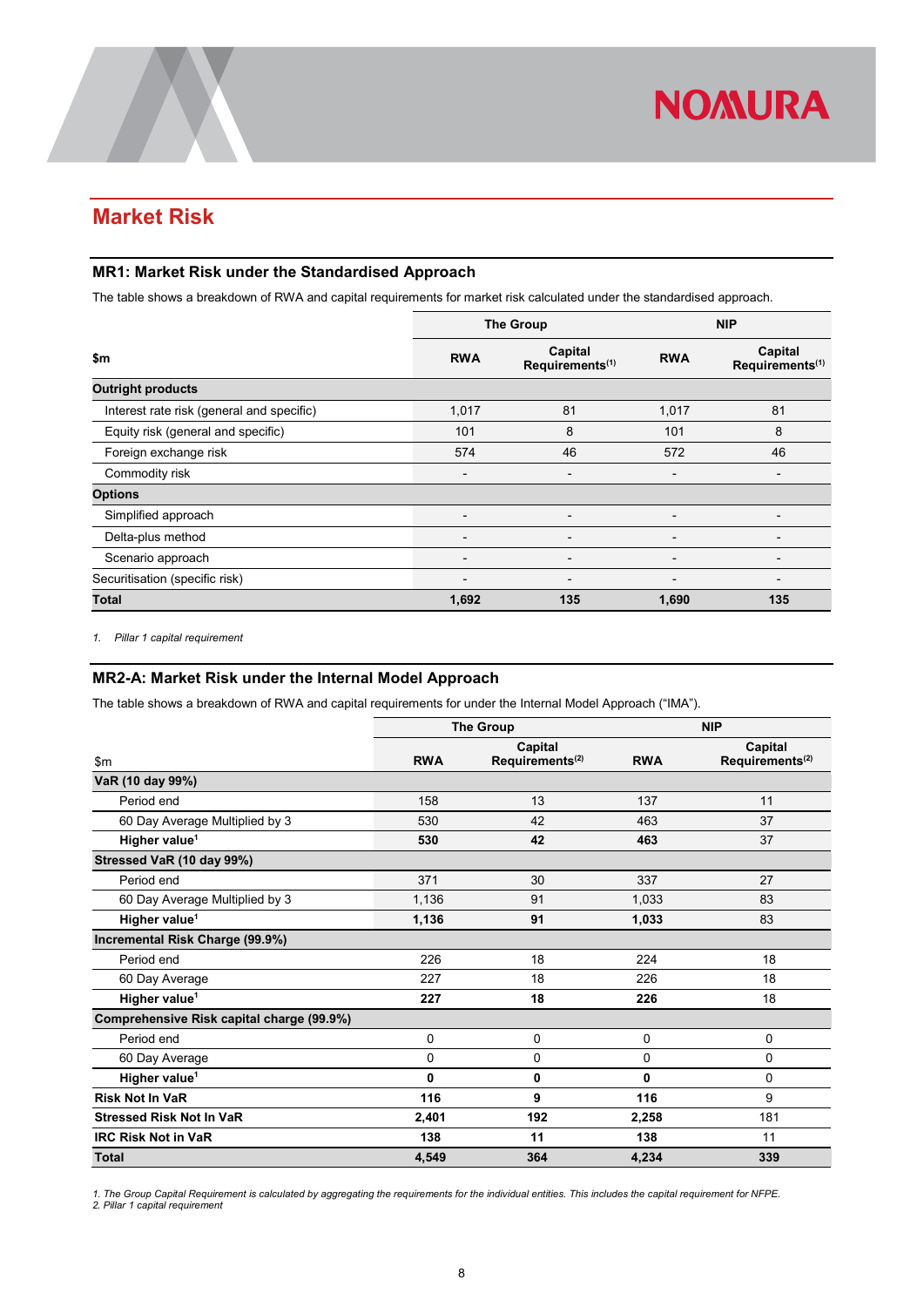## Market Risk

### MR1: Market Risk under the Standardised Approach

The table shows a breakdown of RWA and capital requirements for market risk calculated under the standardised approach.

| $m | The Group | | NIP | |
|---|---|---|---|---|
| | RWA | Capital Requirements[1] | RWA | Capital Requirements[1] |
| **Outright products** | | | | |
| Interest rate risk (general and specific) | 1,017 | 81 | 1,017 | 81 |
| Equity risk (general and specific) | 101 | 8 | 101 | 8 |
| Foreign exchange risk | 574 | 46 | 572 | 46 |
| Commodity risk | - | - | - | - |
| **Options** | | | | |
| Simplified approach | - | - | - | - |
| Delta-plus method | - | - | - | - |
| Scenario approach | - | - | - | - |
| Securitisation (specific risk) | - | - | - | - |
| **Total** | **1,692** | **135** | **1,690** | **135** |

*1. Pillar 1 capital requirement*

### MR2-A: Market Risk under the Internal Model Approach

The table shows a breakdown of RWA and capital requirements for under the Internal Model Approach ("IMA").

| $m | The Group | | NIP | |
|---|---|---|---|---|
| | RWA | Capital Requirements[2] | RWA | Capital Requirements[2] |
| **VaR (10 day 99%)** | | | | |
| Period end | 158 | 13 | 137 | 11 |
| 60 Day Average Multiplied by 3 | 530 | 42 | 463 | 37 |
| **Higher value[1]** | **530** | **42** | **463** | 37 |
| **Stressed VaR (10 day 99%)** | | | | |
| Period end | 371 | 30 | 337 | 27 |
| 60 Day Average Multiplied by 3 | 1,136 | 91 | 1,033 | 83 |
| **Higher value[1]** | **1,136** | **91** | **1,033** | 83 |
| **Incremental Risk Charge (99.9%)** | | | | |
| Period end | 226 | 18 | 224 | 18 |
| 60 Day Average | 227 | 18 | 226 | 18 |
| **Higher value[1]** | **227** | **18** | **226** | 18 |
| **Comprehensive Risk capital charge (99.9%)** | | | | |
| Period end | 0 | 0 | 0 | 0 |
| 60 Day Average | 0 | 0 | 0 | 0 |
| **Higher value[1]** | **0** | **0** | **0** | 0 |
| **Risk Not In VaR** | **116** | **9** | **116** | 9 |
| **Stressed Risk Not In VaR** | **2,401** | **192** | **2,258** | 181 |
| **IRC Risk Not in VaR** | **138** | **11** | **138** | 11 |
| **Total** | **4,549** | **364** | **4,234** | **339** |

*1. The Group Capital Requirement is calculated by aggregating the requirements for the individual entities. This includes the capital requirement for NFPE.*
*2. Pillar 1 capital requirement*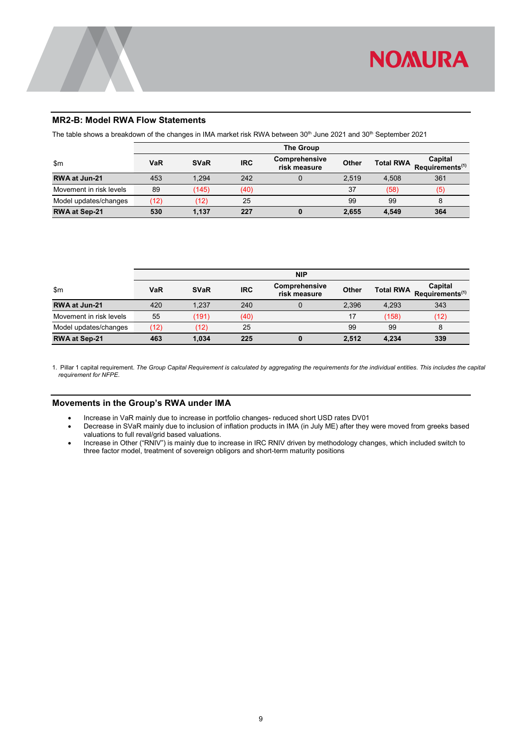## MR2-B: Model RWA Flow Statements

The table shows a breakdown of the changes in IMA market risk RWA between 30th June 2021 and 30th September 2021

| | The Group | | | | | | |
|---|---|---|---|---|---|---|---|
| $m | VaR | SVaR | IRC | Comprehensive risk measure | Other | Total RWA | Capital Requirements[1] |
| **RWA at Jun-21** | 453 | 1,294 | 242 | 0 | 2,519 | 4,508 | 361 |
| Movement in risk levels | 89 | (145) | (40) | | 37 | (58) | (5) |
| Model updates/changes | (12) | (12) | 25 | | 99 | 99 | 8 |
| **RWA at Sep-21** | **530** | **1,137** | **227** | **0** | **2,655** | **4,549** | **364** |

| | NIP | | | | | | |
|---|---|---|---|---|---|---|---|
| $m | VaR | SVaR | IRC | Comprehensive risk measure | Other | Total RWA | Capital Requirements[1] |
| **RWA at Jun-21** | 420 | 1,237 | 240 | 0 | 2,396 | 4,293 | 343 |
| Movement in risk levels | 55 | (191) | (40) | | 17 | (158) | (12) |
| Model updates/changes | (12) | (12) | 25 | | 99 | 99 | 8 |
| **RWA at Sep-21** | **463** | **1,034** | **225** | **0** | **2,512** | **4,234** | **339** |

1. Pillar 1 capital requirement. *The Group Capital Requirement is calculated by aggregating the requirements for the individual entities. This includes the capital requirement for NFPE.*

## Movements in the Group's RWA under IMA

- Increase in VaR mainly due to increase in portfolio changes- reduced short USD rates DV01
- Decrease in SVaR mainly due to inclusion of inflation products in IMA (in July ME) after they were moved from greeks based valuations to full reval/grid based valuations.
- Increase in Other ("RNIV") is mainly due to increase in IRC RNIV driven by methodology changes, which included switch to three factor model, treatment of sovereign obligors and short-term maturity positions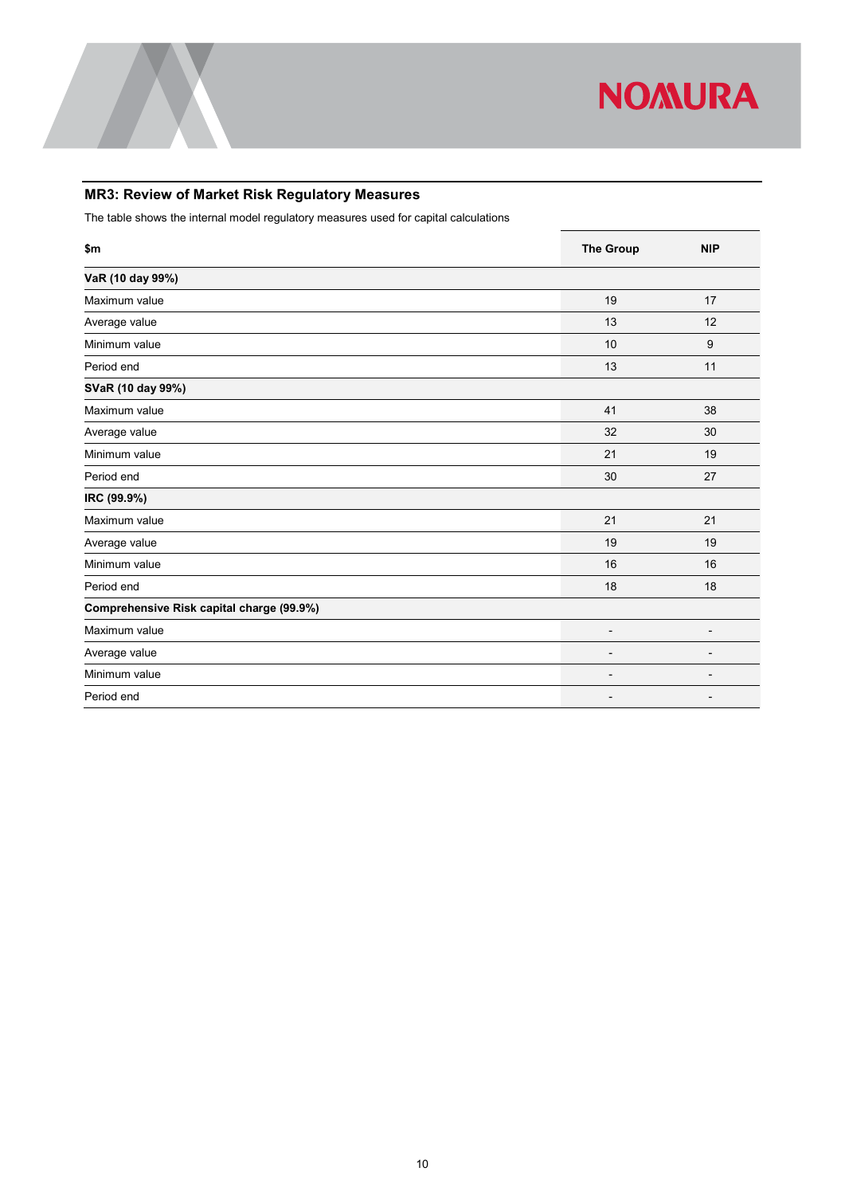## MR3: Review of Market Risk Regulatory Measures

The table shows the internal model regulatory measures used for capital calculations

| $m | The Group | NIP |
|---|---|---|
| **VaR (10 day 99%)** | | |
| Maximum value | 19 | 17 |
| Average value | 13 | 12 |
| Minimum value | 10 | 9 |
| Period end | 13 | 11 |
| **SVaR (10 day 99%)** | | |
| Maximum value | 41 | 38 |
| Average value | 32 | 30 |
| Minimum value | 21 | 19 |
| Period end | 30 | 27 |
| **IRC (99.9%)** | | |
| Maximum value | 21 | 21 |
| Average value | 19 | 19 |
| Minimum value | 16 | 16 |
| Period end | 18 | 18 |
| **Comprehensive Risk capital charge (99.9%)** | | |
| Maximum value | - | - |
| Average value | - | - |
| Minimum value | - | - |
| Period end | - | - |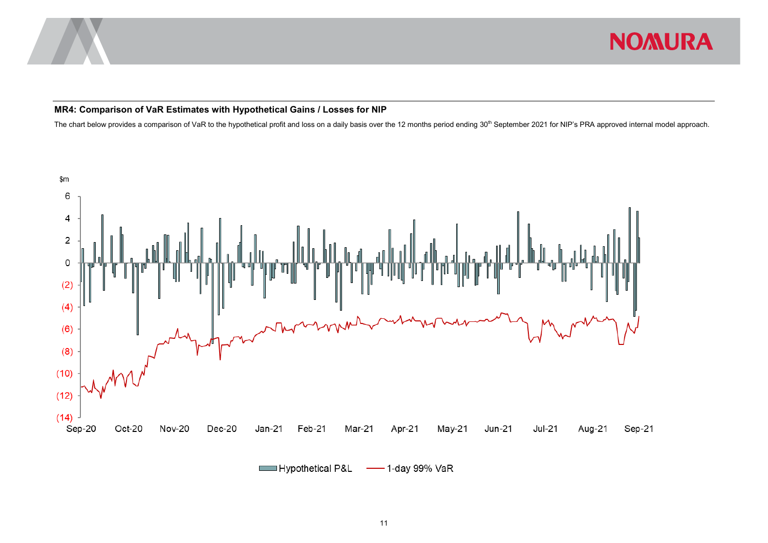### MR4: Comparison of VaR Estimates with Hypothetical Gains / Losses for NIP

The chart below provides a comparison of VaR to the hypothetical profit and loss on a daily basis over the 12 months period ending 30th September 2021 for NIP's PRA approved internal model approach.

$m

6
4
2
0
(2)
(4)
(6)
(8)
(10)
(12)
(14)

Sep-20 Oct-20 Nov-20 Dec-20 Jan-21 Feb-21 Mar-21 Apr-21 May-21 Jun-21 Jul-21 Aug-21 Sep-21

Hypothetical P&L — 1-day 99% VaR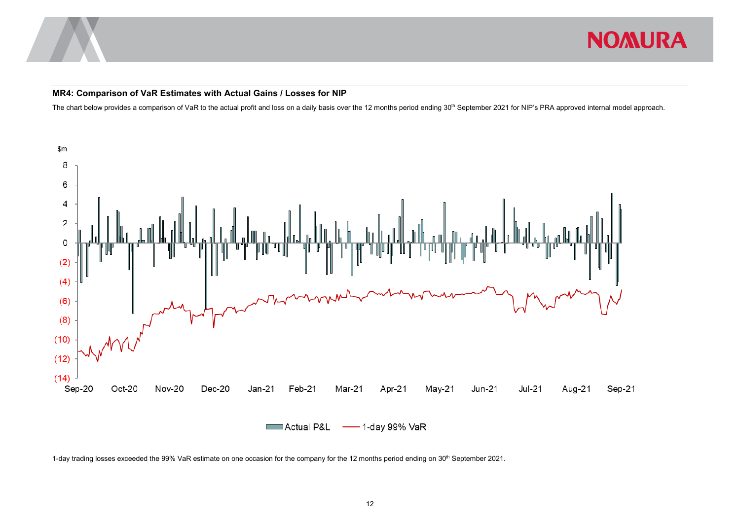## MR4: Comparison of VaR Estimates with Actual Gains / Losses for NIP

The chart below provides a comparison of VaR to the actual profit and loss on a daily basis over the 12 months period ending 30th September 2021 for NIP's PRA approved internal model approach.

1-day trading losses exceeded the 99% VaR estimate on one occasion for the company for the 12 months period ending on 30th September 2021.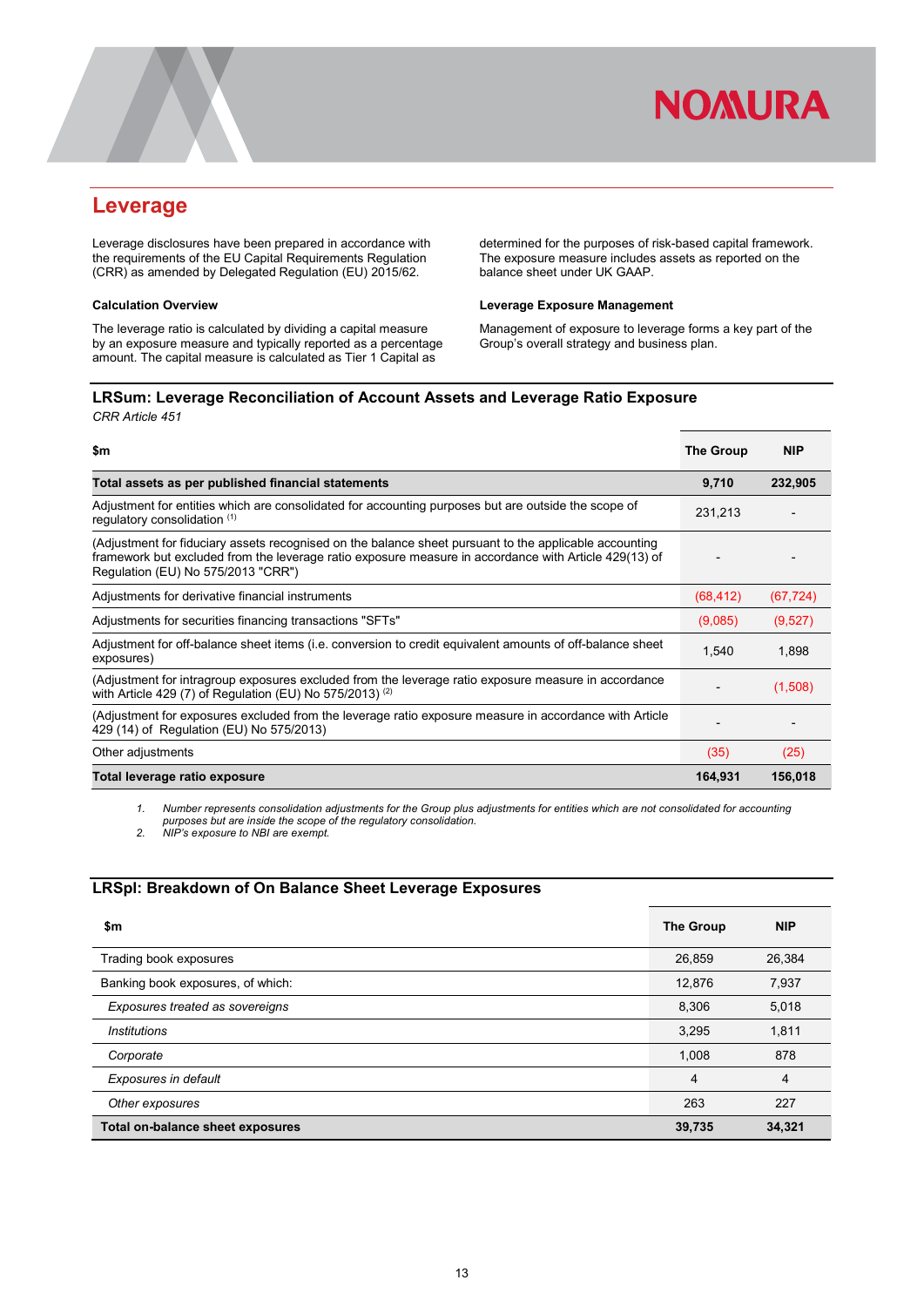## Leverage

Leverage disclosures have been prepared in accordance with the requirements of the EU Capital Requirements Regulation (CRR) as amended by Delegated Regulation (EU) 2015/62.

### Calculation Overview

The leverage ratio is calculated by dividing a capital measure by an exposure measure and typically reported as a percentage amount. The capital measure is calculated as Tier 1 Capital as determined for the purposes of risk-based capital framework. The exposure measure includes assets as reported on the balance sheet under UK GAAP.

### Leverage Exposure Management

Management of exposure to leverage forms a key part of the Group's overall strategy and business plan.

### LRSum: Leverage Reconciliation of Account Assets and Leverage Ratio Exposure

*CRR Article 451*

| $m | The Group | NIP |
|---|---|---|
| **Total assets as per published financial statements** | **9,710** | **232,905** |
| Adjustment for entities which are consolidated for accounting purposes but are outside the scope of regulatory consolidation [(1)] | 231,213 | - |
| (Adjustment for fiduciary assets recognised on the balance sheet pursuant to the applicable accounting framework but excluded from the leverage ratio exposure measure in accordance with Article 429(13) of Regulation (EU) No 575/2013 "CRR") | - | - |
| Adjustments for derivative financial instruments | (68,412) | (67,724) |
| Adjustments for securities financing transactions "SFTs" | (9,085) | (9,527) |
| Adjustment for off-balance sheet items (i.e. conversion to credit equivalent amounts of off-balance sheet exposures) | 1,540 | 1,898 |
| (Adjustment for intragroup exposures excluded from the leverage ratio exposure measure in accordance with Article 429 (7) of Regulation (EU) No 575/2013) [(2)] | - | (1,508) |
| (Adjustment for exposures excluded from the leverage ratio exposure measure in accordance with Article 429 (14) of Regulation (EU) No 575/2013) | - | - |
| Other adjustments | (35) | (25) |
| **Total leverage ratio exposure** | **164,931** | **156,018** |

1. *Number represents consolidation adjustments for the Group plus adjustments for entities which are not consolidated for accounting purposes but are inside the scope of the regulatory consolidation.*
2. *NIP's exposure to NBI are exempt.*

### LRSpl: Breakdown of On Balance Sheet Leverage Exposures

| $m | The Group | NIP |
|---|---|---|
| Trading book exposures | 26,859 | 26,384 |
| Banking book exposures, of which: | 12,876 | 7,937 |
| *Exposures treated as sovereigns* | 8,306 | 5,018 |
| *Institutions* | 3,295 | 1,811 |
| *Corporate* | 1,008 | 878 |
| *Exposures in default* | 4 | 4 |
| *Other exposures* | 263 | 227 |
| **Total on-balance sheet exposures** | **39,735** | **34,321** |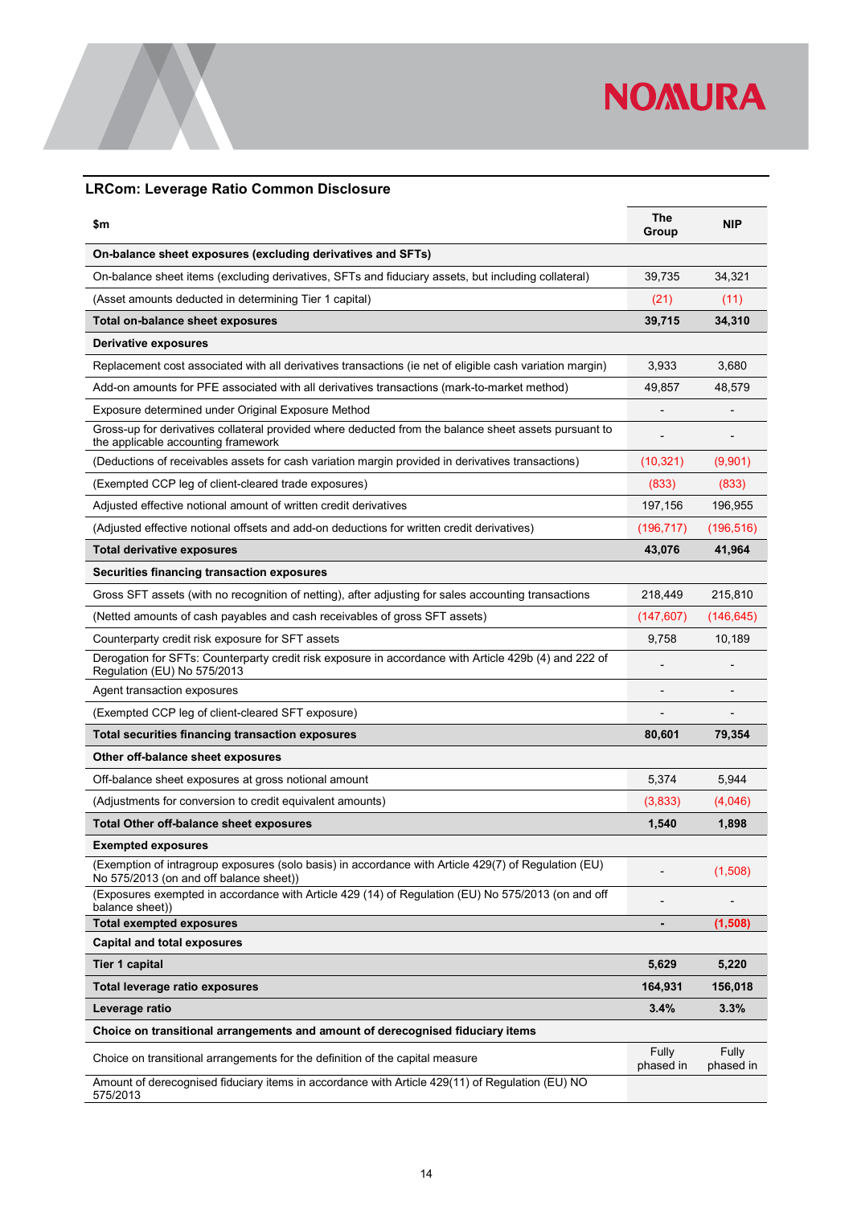## LRCom: Leverage Ratio Common Disclosure

| $m | The Group | NIP |
|---|---|---|
| **On-balance sheet exposures (excluding derivatives and SFTs)** | | |
| On-balance sheet items (excluding derivatives, SFTs and fiduciary assets, but including collateral) | 39,735 | 34,321 |
| (Asset amounts deducted in determining Tier 1 capital) | (21) | (11) |
| **Total on-balance sheet exposures** | **39,715** | **34,310** |
| **Derivative exposures** | | |
| Replacement cost associated with all derivatives transactions (ie net of eligible cash variation margin) | 3,933 | 3,680 |
| Add-on amounts for PFE associated with all derivatives transactions (mark-to-market method) | 49,857 | 48,579 |
| Exposure determined under Original Exposure Method | - | - |
| Gross-up for derivatives collateral provided where deducted from the balance sheet assets pursuant to the applicable accounting framework | - | - |
| (Deductions of receivables assets for cash variation margin provided in derivatives transactions) | (10,321) | (9,901) |
| (Exempted CCP leg of client-cleared trade exposures) | (833) | (833) |
| Adjusted effective notional amount of written credit derivatives | 197,156 | 196,955 |
| (Adjusted effective notional offsets and add-on deductions for written credit derivatives) | (196,717) | (196,516) |
| **Total derivative exposures** | **43,076** | **41,964** |
| **Securities financing transaction exposures** | | |
| Gross SFT assets (with no recognition of netting), after adjusting for sales accounting transactions | 218,449 | 215,810 |
| (Netted amounts of cash payables and cash receivables of gross SFT assets) | (147,607) | (146,645) |
| Counterparty credit risk exposure for SFT assets | 9,758 | 10,189 |
| Derogation for SFTs: Counterparty credit risk exposure in accordance with Article 429b (4) and 222 of Regulation (EU) No 575/2013 | - | - |
| Agent transaction exposures | - | - |
| (Exempted CCP leg of client-cleared SFT exposure) | - | - |
| **Total securities financing transaction exposures** | **80,601** | **79,354** |
| **Other off-balance sheet exposures** | | |
| Off-balance sheet exposures at gross notional amount | 5,374 | 5,944 |
| (Adjustments for conversion to credit equivalent amounts) | (3,833) | (4,046) |
| **Total Other off-balance sheet exposures** | **1,540** | **1,898** |
| **Exempted exposures** | | |
| (Exemption of intragroup exposures (solo basis) in accordance with Article 429(7) of Regulation (EU) No 575/2013 (on and off balance sheet)) | - | (1,508) |
| (Exposures exempted in accordance with Article 429 (14) of Regulation (EU) No 575/2013 (on and off balance sheet)) | - | - |
| **Total exempted exposures** | **-** | **(1,508)** |
| **Capital and total exposures** | | |
| **Tier 1 capital** | **5,629** | **5,220** |
| **Total leverage ratio exposures** | **164,931** | **156,018** |
| **Leverage ratio** | **3.4%** | **3.3%** |
| **Choice on transitional arrangements and amount of derecognised fiduciary items** | | |
| Choice on transitional arrangements for the definition of the capital measure | Fully phased in | Fully phased in |
| Amount of derecognised fiduciary items in accordance with Article 429(11) of Regulation (EU) NO 575/2013 | | |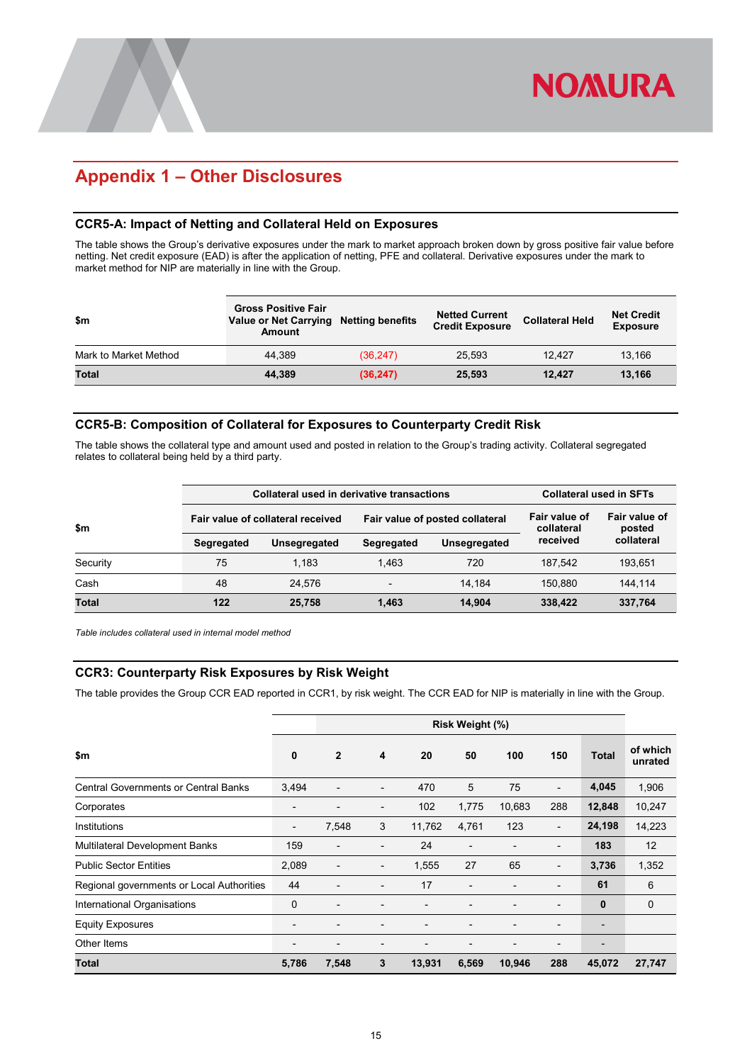# Appendix 1 – Other Disclosures

## CCR5-A: Impact of Netting and Collateral Held on Exposures

The table shows the Group's derivative exposures under the mark to market approach broken down by gross positive fair value before netting. Net credit exposure (EAD) is after the application of netting, PFE and collateral. Derivative exposures under the mark to market method for NIP are materially in line with the Group.

| $m | Gross Positive Fair Value or Net Carrying Amount | Netting benefits | Netted Current Credit Exposure | Collateral Held | Net Credit Exposure |
|---|---|---|---|---|---|
| Mark to Market Method | 44,389 | (36,247) | 25,593 | 12,427 | 13,166 |
| **Total** | **44,389** | **(36,247)** | **25,593** | **12,427** | **13,166** |

## CCR5-B: Composition of Collateral for Exposures to Counterparty Credit Risk

The table shows the collateral type and amount used and posted in relation to the Group's trading activity. Collateral segregated relates to collateral being held by a third party.

| $m | Collateral used in derivative transactions | | | | Collateral used in SFTs | |
|---|---|---|---|---|---|---|
| | Fair value of collateral received | | Fair value of posted collateral | | Fair value of collateral received | Fair value of posted collateral |
| | Segregated | Unsegregated | Segregated | Unsegregated | | |
| Security | 75 | 1,183 | 1,463 | 720 | 187,542 | 193,651 |
| Cash | 48 | 24,576 | - | 14,184 | 150,880 | 144,114 |
| **Total** | **122** | **25,758** | **1,463** | **14,904** | **338,422** | **337,764** |

*Table includes collateral used in internal model method*

## CCR3: Counterparty Risk Exposures by Risk Weight

The table provides the Group CCR EAD reported in CCR1, by risk weight. The CCR EAD for NIP is materially in line with the Group.

| $m | Risk Weight (%) | | | | | | | | |
|---|---|---|---|---|---|---|---|---|---|
| | 0 | 2 | 4 | 20 | 50 | 100 | 150 | Total | of which unrated |
| Central Governments or Central Banks | 3,494 | - | - | 470 | 5 | 75 | - | **4,045** | 1,906 |
| Corporates | - | - | - | 102 | 1,775 | 10,683 | 288 | **12,848** | 10,247 |
| Institutions | - | 7,548 | 3 | 11,762 | 4,761 | 123 | - | **24,198** | 14,223 |
| Multilateral Development Banks | 159 | - | - | 24 | - | - | - | **183** | 12 |
| Public Sector Entities | 2,089 | - | - | 1,555 | 27 | 65 | - | **3,736** | 1,352 |
| Regional governments or Local Authorities | 44 | - | - | 17 | - | - | - | **61** | 6 |
| International Organisations | 0 | - | - | - | - | - | - | **0** | 0 |
| Equity Exposures | - | - | - | - | - | - | - | **-** | |
| Other Items | - | - | - | - | - | - | - | **-** | |
| **Total** | **5,786** | **7,548** | **3** | **13,931** | **6,569** | **10,946** | **288** | **45,072** | **27,747** |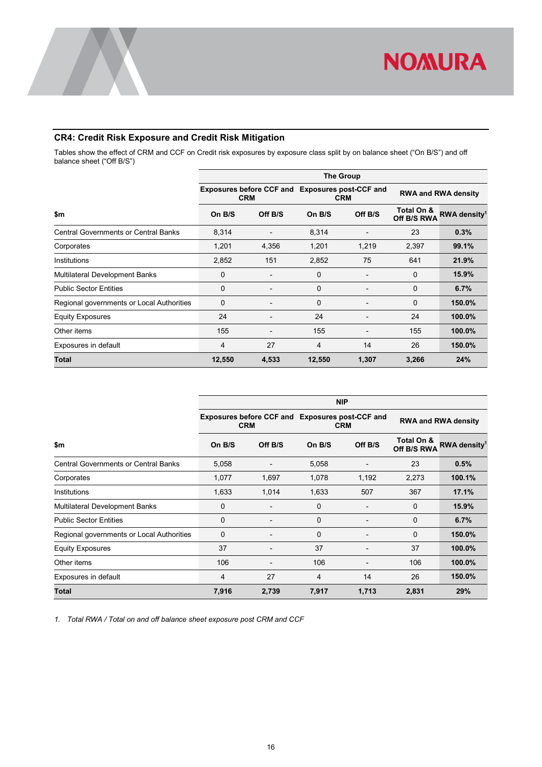## CR4: Credit Risk Exposure and Credit Risk Mitigation

Tables show the effect of CRM and CCF on Credit risk exposures by exposure class split by on balance sheet ("On B/S") and off balance sheet ("Off B/S")

| | The Group | | | | | |
|---|---|---|---|---|---|---|
| | Exposures before CCF and CRM | | Exposures post-CCF and CRM | | RWA and RWA density | |
| $m | On B/S | Off B/S | On B/S | Off B/S | Total On & Off B/S RWA | RWA density[1] |
| Central Governments or Central Banks | 8,314 | - | 8,314 | - | 23 | **0.3%** |
| Corporates | 1,201 | 4,356 | 1,201 | 1,219 | 2,397 | **99.1%** |
| Institutions | 2,852 | 151 | 2,852 | 75 | 641 | **21.9%** |
| Multilateral Development Banks | 0 | - | 0 | - | 0 | **15.9%** |
| Public Sector Entities | 0 | - | 0 | - | 0 | **6.7%** |
| Regional governments or Local Authorities | 0 | - | 0 | - | 0 | **150.0%** |
| Equity Exposures | 24 | - | 24 | - | 24 | **100.0%** |
| Other items | 155 | - | 155 | - | 155 | **100.0%** |
| Exposures in default | 4 | 27 | 4 | 14 | 26 | **150.0%** |
| **Total** | **12,550** | **4,533** | **12,550** | **1,307** | **3,266** | **24%** |

| | NIP | | | | | |
|---|---|---|---|---|---|---|
| | Exposures before CCF and CRM | | Exposures post-CCF and CRM | | RWA and RWA density | |
| $m | On B/S | Off B/S | On B/S | Off B/S | Total On & Off B/S RWA | RWA density[1] |
| Central Governments or Central Banks | 5,058 | - | 5,058 | - | 23 | **0.5%** |
| Corporates | 1,077 | 1,697 | 1,078 | 1,192 | 2,273 | **100.1%** |
| Institutions | 1,633 | 1,014 | 1,633 | 507 | 367 | **17.1%** |
| Multilateral Development Banks | 0 | - | 0 | - | 0 | **15.9%** |
| Public Sector Entities | 0 | - | 0 | - | 0 | **6.7%** |
| Regional governments or Local Authorities | 0 | - | 0 | - | 0 | **150.0%** |
| Equity Exposures | 37 | - | 37 | - | 37 | **100.0%** |
| Other items | 106 | - | 106 | - | 106 | **100.0%** |
| Exposures in default | 4 | 27 | 4 | 14 | 26 | **150.0%** |
| **Total** | **7,916** | **2,739** | **7,917** | **1,713** | **2,831** | **29%** |

*1. Total RWA / Total on and off balance sheet exposure post CRM and CCF*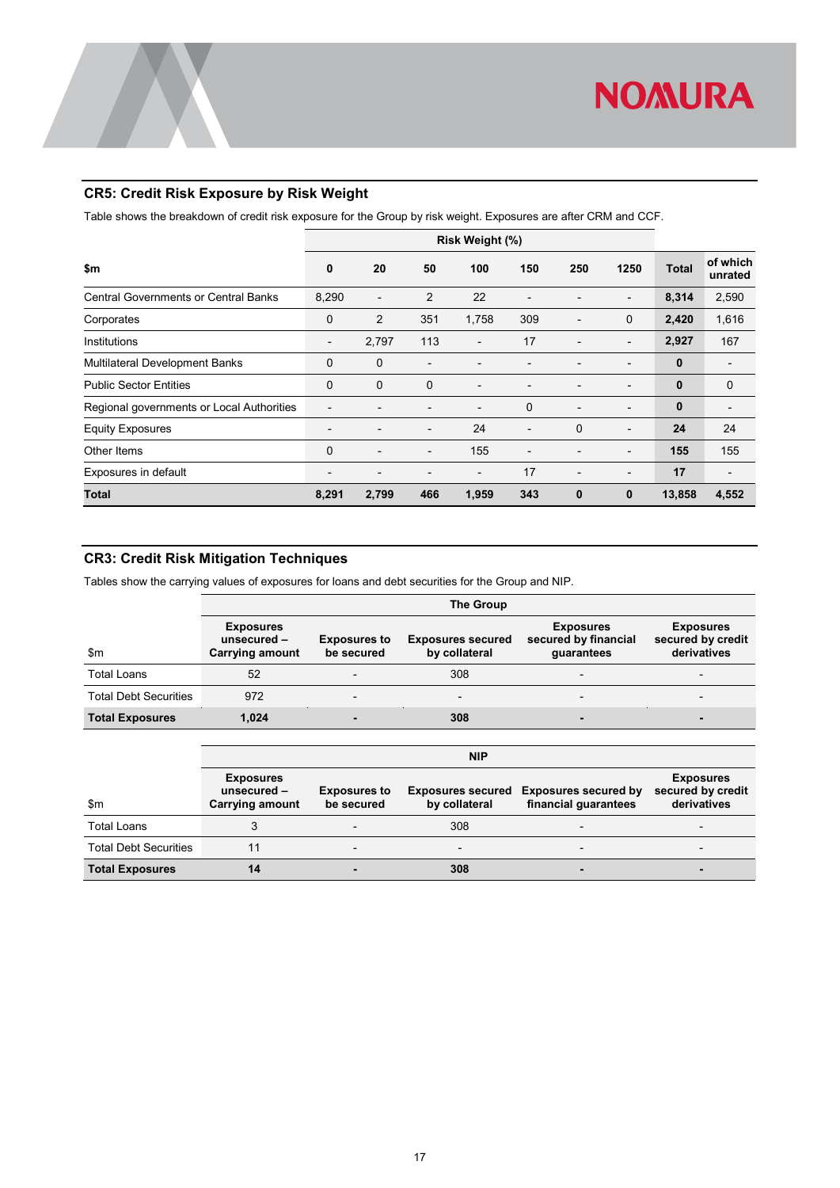## CR5: Credit Risk Exposure by Risk Weight

Table shows the breakdown of credit risk exposure for the Group by risk weight. Exposures are after CRM and CCF.

| | Risk Weight (%) | | | | | | | | |
|---|---|---|---|---|---|---|---|---|---|
| **$m** | **0** | **20** | **50** | **100** | **150** | **250** | **1250** | **Total** | **of which unrated** |
| Central Governments or Central Banks | 8,290 | - | 2 | 22 | - | - | - | **8,314** | 2,590 |
| Corporates | 0 | 2 | 351 | 1,758 | 309 | - | 0 | **2,420** | 1,616 |
| Institutions | - | 2,797 | 113 | - | 17 | - | - | **2,927** | 167 |
| Multilateral Development Banks | 0 | 0 | - | - | - | - | - | **0** | - |
| Public Sector Entities | 0 | 0 | 0 | - | - | - | - | **0** | 0 |
| Regional governments or Local Authorities | - | - | - | - | 0 | - | - | **0** | - |
| Equity Exposures | - | - | - | 24 | - | 0 | - | **24** | 24 |
| Other Items | 0 | - | - | 155 | - | - | - | **155** | 155 |
| Exposures in default | - | - | - | - | 17 | - | - | **17** | - |
| **Total** | **8,291** | **2,799** | **466** | **1,959** | **343** | **0** | **0** | **13,858** | **4,552** |

## CR3: Credit Risk Mitigation Techniques

Tables show the carrying values of exposures for loans and debt securities for the Group and NIP.

| | The Group | | | | |
|---|---|---|---|---|---|
| $m | **Exposures unsecured – Carrying amount** | **Exposures to be secured** | **Exposures secured by collateral** | **Exposures secured by financial guarantees** | **Exposures secured by credit derivatives** |
| Total Loans | 52 | - | 308 | - | - |
| Total Debt Securities | 972 | - | - | - | - |
| **Total Exposures** | **1,024** | **-** | **308** | **-** | **-** |

| | NIP | | | | |
|---|---|---|---|---|---|
| $m | **Exposures unsecured – Carrying amount** | **Exposures to be secured** | **Exposures secured by collateral** | **Exposures secured by financial guarantees** | **Exposures secured by credit derivatives** |
| Total Loans | 3 | - | 308 | - | - |
| Total Debt Securities | 11 | - | - | - | - |
| **Total Exposures** | **14** | **-** | **308** | **-** | **-** |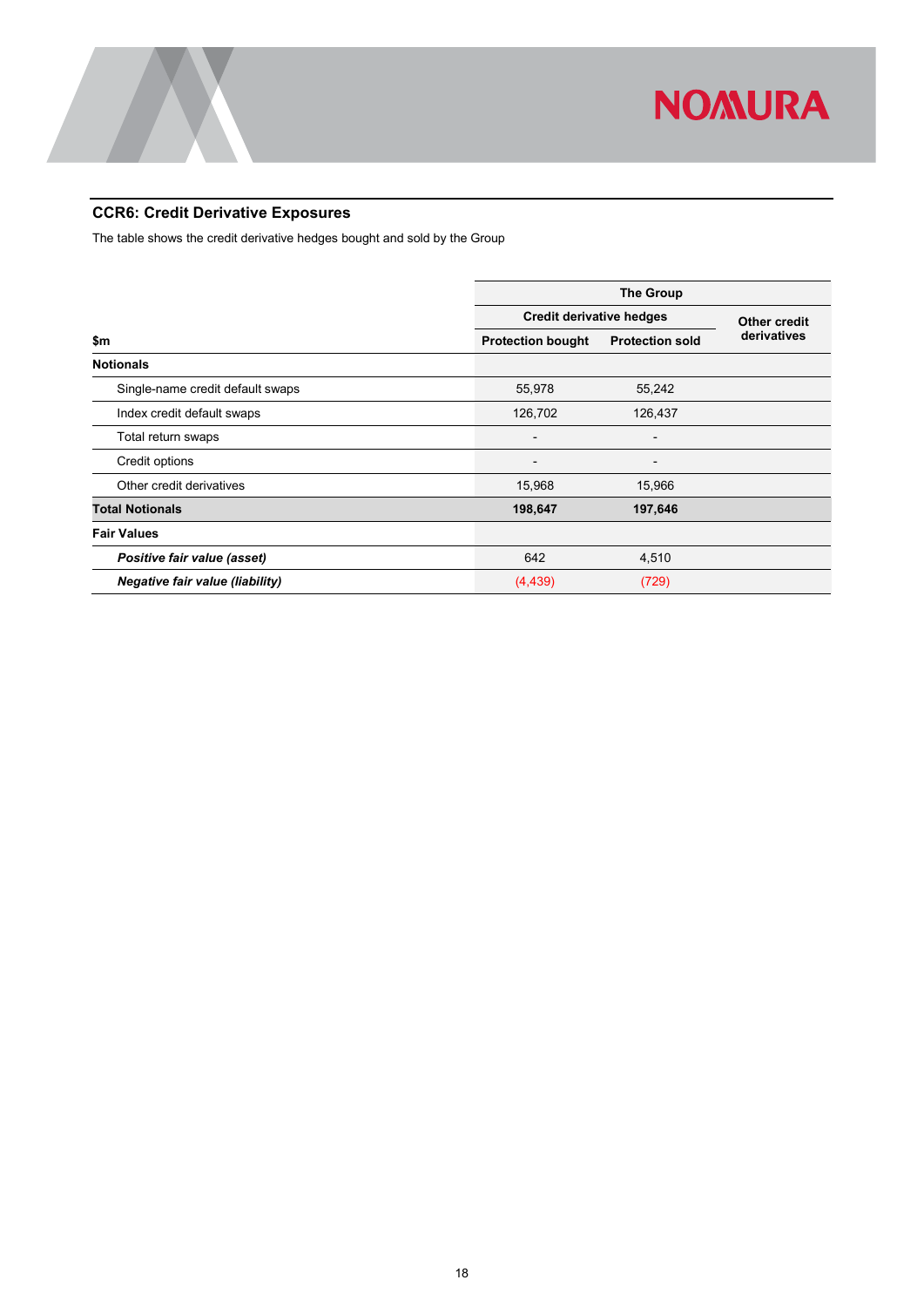## CCR6: Credit Derivative Exposures

The table shows the credit derivative hedges bought and sold by the Group

| $m | The Group | | |
|---|---|---|---|
| | Credit derivative hedges | | Other credit derivatives |
| | Protection bought | Protection sold | |
| **Notionals** | | | |
| Single-name credit default swaps | 55,978 | 55,242 | |
| Index credit default swaps | 126,702 | 126,437 | |
| Total return swaps | - | - | |
| Credit options | - | - | |
| Other credit derivatives | 15,968 | 15,966 | |
| **Total Notionals** | **198,647** | **197,646** | |
| **Fair Values** | | | |
| ***Positive fair value (asset)*** | 642 | 4,510 | |
| ***Negative fair value (liability)*** | (4,439) | (729) | |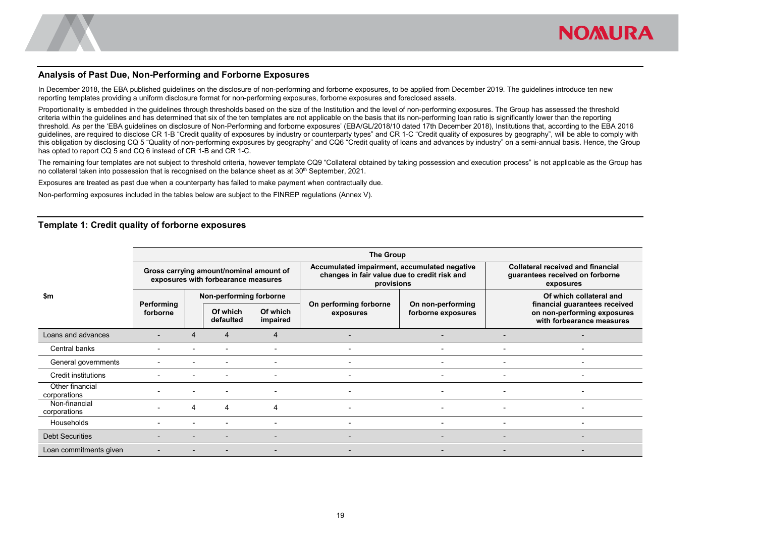## Analysis of Past Due, Non-Performing and Forborne Exposures

In December 2018, the EBA published guidelines on the disclosure of non-performing and forborne exposures, to be applied from December 2019. The guidelines introduce ten new reporting templates providing a uniform disclosure format for non-performing exposures, forborne exposures and foreclosed assets.

Proportionality is embedded in the guidelines through thresholds based on the size of the Institution and the level of non-performing exposures. The Group has assessed the threshold criteria within the guidelines and has determined that six of the ten templates are not applicable on the basis that its non-performing loan ratio is significantly lower than the reporting threshold. As per the 'EBA guidelines on disclosure of Non-Performing and forborne exposures' (EBA/GL/2018/10 dated 17th December 2018), Institutions that, according to the EBA 2016 guidelines, are required to disclose CR 1-B "Credit quality of exposures by industry or counterparty types" and CR 1-C "Credit quality of exposures by geography", will be able to comply with this obligation by disclosing CQ 5 "Quality of non-performing exposures by geography" and CQ6 "Credit quality of loans and advances by industry" on a semi-annual basis. Hence, the Group has opted to report CQ 5 and CQ 6 instead of CR 1-B and CR 1-C.

The remaining four templates are not subject to threshold criteria, however template CQ9 "Collateral obtained by taking possession and execution process" is not applicable as the Group has no collateral taken into possession that is recognised on the balance sheet as at 30th September, 2021.

Exposures are treated as past due when a counterparty has failed to make payment when contractually due.

Non-performing exposures included in the tables below are subject to the FINREP regulations (Annex V).

## Template 1: Credit quality of forborne exposures

| $m | The Group | | | | | | | |
|---|---|---|---|---|---|---|---|---|
| | Gross carrying amount/nominal amount of exposures with forbearance measures | | | | Accumulated impairment, accumulated negative changes in fair value due to credit risk and provisions | | Collateral received and financial guarantees received on forborne exposures | |
| | Performing forborne | Non-performing forborne | | | On performing forborne exposures | On non-performing forborne exposures | | Of which collateral and financial guarantees received on non-performing exposures with forbearance measures |
| | | | Of which defaulted | Of which impaired | | | | |
| Loans and advances | - | 4 | 4 | 4 | - | - | - | - |
| Central banks | - | - | - | - | - | - | - | - |
| General governments | - | - | - | - | - | - | - | - |
| Credit institutions | - | - | - | - | - | - | - | - |
| Other financial corporations | - | - | - | - | - | - | - | - |
| Non-financial corporations | - | 4 | 4 | 4 | - | - | - | - |
| Households | - | - | - | - | - | - | - | - |
| Debt Securities | - | - | - | - | - | - | - | - |
| Loan commitments given | - | - | - | - | - | - | - | - |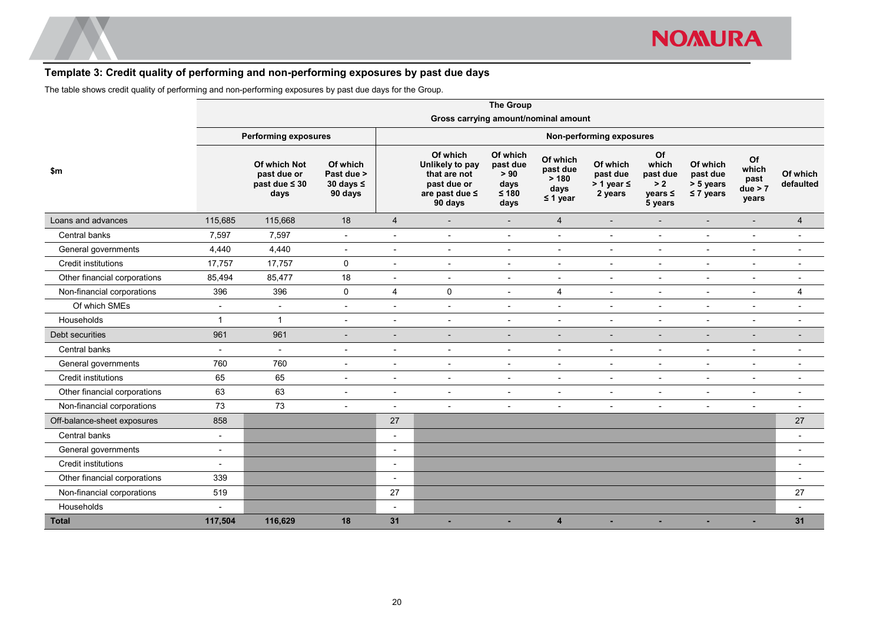## Template 3: Credit quality of performing and non-performing exposures by past due days

The table shows credit quality of performing and non-performing exposures by past due days for the Group.

| $m | The Group – Gross carrying amount/nominal amount | | | | | | | | | | | |
|---|---|---|---|---|---|---|---|---|---|---|---|---|
| | Performing exposures | | | Non-performing exposures | | | | | | | | |
| | | Of which Not past due or past due ≤ 30 days | Of which Past due > 30 days ≤ 90 days | | Of which Unlikely to pay that are not past due or are past due ≤ 90 days | Of which past due > 90 days ≤ 180 days | Of which past due > 180 days ≤ 1 year | Of which past due > 1 year ≤ 2 years | Of which past due > 2 years ≤ 5 years | Of which past due > 5 years ≤ 7 years | Of which past due > 7 years | Of which defaulted |
| Loans and advances | 115,685 | 115,668 | 18 | 4 | - | - | 4 | - | - | - | - | 4 |
| Central banks | 7,597 | 7,597 | - | - | - | - | - | - | - | - | - | - |
| General governments | 4,440 | 4,440 | - | - | - | - | - | - | - | - | - | - |
| Credit institutions | 17,757 | 17,757 | 0 | - | - | - | - | - | - | - | - | - |
| Other financial corporations | 85,494 | 85,477 | 18 | - | - | - | - | - | - | - | - | - |
| Non-financial corporations | 396 | 396 | 0 | 4 | 0 | - | 4 | - | - | - | - | 4 |
| Of which SMEs | - | - | - | - | - | - | - | - | - | - | - | - |
| Households | 1 | 1 | - | - | - | - | - | - | - | - | - | - |
| Debt securities | 961 | 961 | - | - | - | - | - | - | - | - | - | - |
| Central banks | - | - | - | - | - | - | - | - | - | - | - | - |
| General governments | 760 | 760 | - | - | - | - | - | - | - | - | - | - |
| Credit institutions | 65 | 65 | - | - | - | - | - | - | - | - | - | - |
| Other financial corporations | 63 | 63 | - | - | - | - | - | - | - | - | - | - |
| Non-financial corporations | 73 | 73 | - | - | - | - | - | - | - | - | - | - |
| Off-balance-sheet exposures | 858 | | | 27 | | | | | | | | 27 |
| Central banks | - | | | - | | | | | | | | - |
| General governments | - | | | - | | | | | | | | - |
| Credit institutions | - | | | - | | | | | | | | - |
| Other financial corporations | 339 | | | - | | | | | | | | - |
| Non-financial corporations | 519 | | | 27 | | | | | | | | 27 |
| Households | - | | | - | | | | | | | | - |
| **Total** | **117,504** | **116,629** | **18** | **31** | **-** | **-** | **4** | **-** | **-** | **-** | **-** | **31** |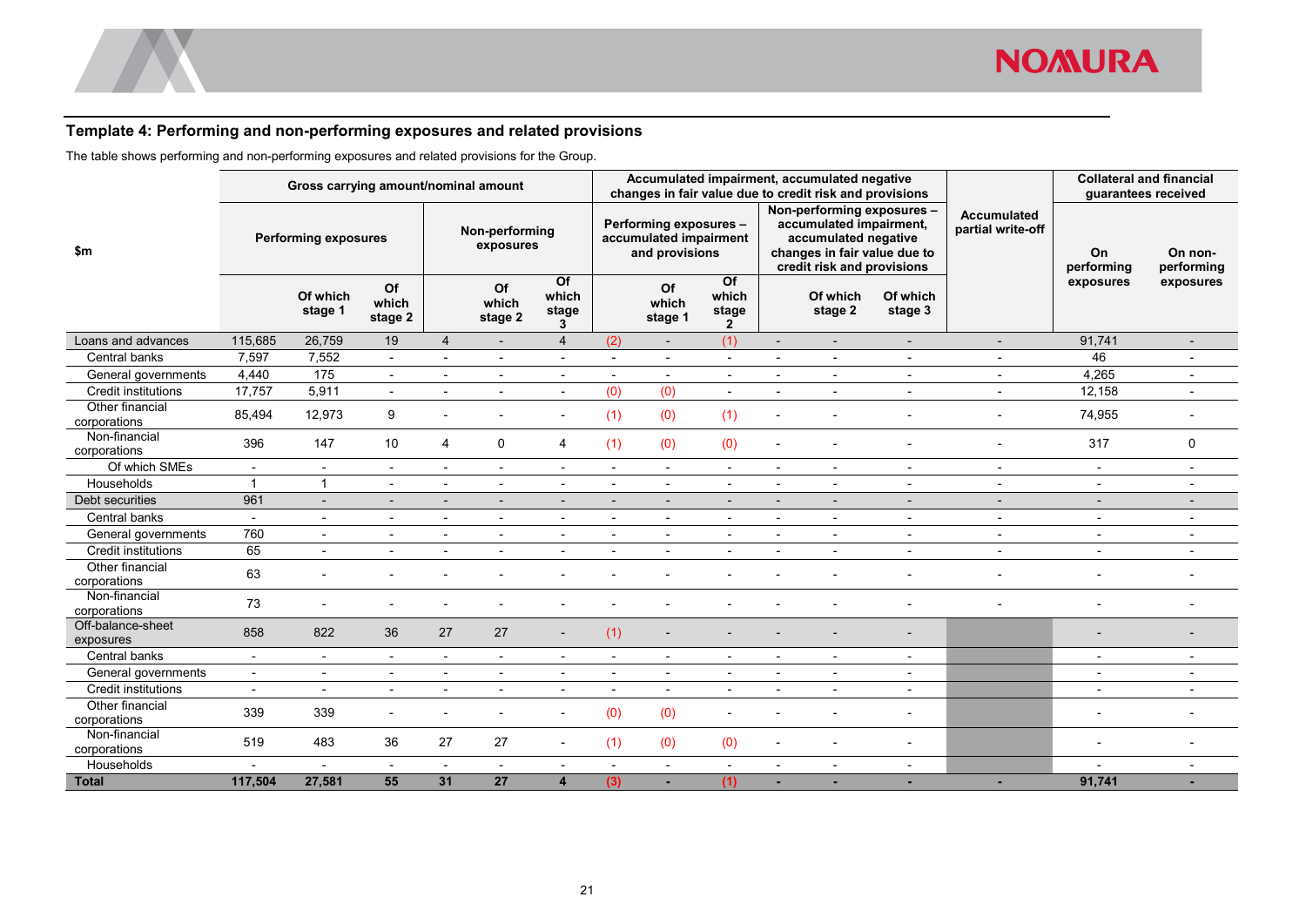## Template 4: Performing and non-performing exposures and related provisions

The table shows performing and non-performing exposures and related provisions for the Group.

| $m | Gross carrying amount/nominal amount | | | | | | Accumulated impairment, accumulated negative changes in fair value due to credit risk and provisions | | | | | | Accumulated partial write-off | Collateral and financial guarantees received | |
|---|---|---|---|---|---|---|---|---|---|---|---|---|---|---|---|
| | Performing exposures | | | Non-performing exposures | | | Performing exposures – accumulated impairment and provisions | | | Non-performing exposures – accumulated impairment, accumulated negative changes in fair value due to credit risk and provisions | | | | On performing exposures | On non-performing exposures |
| | | Of which stage 1 | Of which stage 2 | | Of which stage 2 | Of which stage 3 | | Of which stage 1 | Of which stage 2 | | Of which stage 2 | Of which stage 3 | | | |
| **Loans and advances** | 115,685 | 26,759 | 19 | 4 | - | 4 | (2) | - | (1) | - | - | - | - | 91,741 | - |
| Central banks | 7,597 | 7,552 | - | - | - | - | - | - | - | - | - | - | - | 46 | - |
| General governments | 4,440 | 175 | - | - | - | - | - | - | - | - | - | - | - | 4,265 | - |
| Credit institutions | 17,757 | 5,911 | - | - | - | - | (0) | (0) | - | - | - | - | - | 12,158 | - |
| Other financial corporations | 85,494 | 12,973 | 9 | - | - | - | (1) | (0) | (1) | - | - | - | - | 74,955 | - |
| Non-financial corporations | 396 | 147 | 10 | 4 | 0 | 4 | (1) | (0) | (0) | - | - | - | - | 317 | 0 |
| Of which SMEs | - | - | - | - | - | - | - | - | - | - | - | - | - | - | - |
| Households | 1 | 1 | - | - | - | - | - | - | - | - | - | - | - | - | - |
| **Debt securities** | 961 | - | - | - | - | - | - | - | - | - | - | - | - | - | - |
| Central banks | - | - | - | - | - | - | - | - | - | - | - | - | - | - | - |
| General governments | 760 | - | - | - | - | - | - | - | - | - | - | - | - | - | - |
| Credit institutions | 65 | - | - | - | - | - | - | - | - | - | - | - | - | - | - |
| Other financial corporations | 63 | - | - | - | - | - | - | - | - | - | - | - | - | - | - |
| Non-financial corporations | 73 | - | - | - | - | - | - | - | - | - | - | - | - | - | - |
| **Off-balance-sheet exposures** | 858 | 822 | 36 | 27 | 27 | - | (1) | - | - | - | - | - | | - | - |
| Central banks | - | - | - | - | - | - | - | - | - | - | - | - | | - | - |
| General governments | - | - | - | - | - | - | - | - | - | - | - | - | | - | - |
| Credit institutions | - | - | - | - | - | - | - | - | - | - | - | - | | - | - |
| Other financial corporations | 339 | 339 | - | - | - | - | (0) | (0) | - | - | - | - | | - | - |
| Non-financial corporations | 519 | 483 | 36 | 27 | 27 | - | (1) | (0) | (0) | - | - | - | | - | - |
| Households | - | - | - | - | - | - | - | - | - | - | - | - | | - | - |
| **Total** | **117,504** | **27,581** | **55** | **31** | **27** | **4** | **(3)** | **-** | **(1)** | **-** | **-** | **-** | **-** | **91,741** | **-** |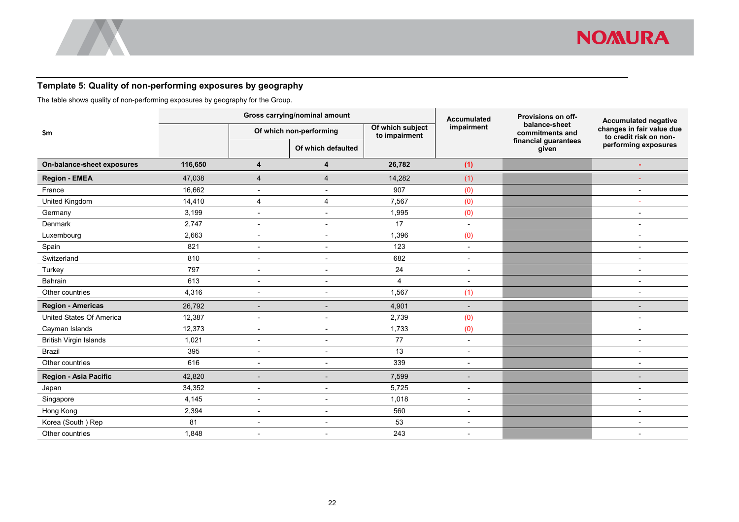## Template 5: Quality of non-performing exposures by geography

The table shows quality of non-performing exposures by geography for the Group.

| $m | Gross carrying/nominal amount | | | | Accumulated impairment | Provisions on off-balance-sheet commitments and financial guarantees given | Accumulated negative changes in fair value due to credit risk on non-performing exposures |
|---|---|---|---|---|---|---|---|
| | | Of which non-performing | | Of which subject to impairment | | | |
| | | | Of which defaulted | | | | |
| **On-balance-sheet exposures** | **116,650** | **4** | **4** | **26,782** | **(1)** | | **-** |
| **Region - EMEA** | 47,038 | 4 | 4 | 14,282 | (1) | | - |
| France | 16,662 | - | - | 907 | (0) | | - |
| United Kingdom | 14,410 | 4 | 4 | 7,567 | (0) | | - |
| Germany | 3,199 | - | - | 1,995 | (0) | | - |
| Denmark | 2,747 | - | - | 17 | - | | - |
| Luxembourg | 2,663 | - | - | 1,396 | (0) | | - |
| Spain | 821 | - | - | 123 | - | | - |
| Switzerland | 810 | - | - | 682 | - | | - |
| Turkey | 797 | - | - | 24 | - | | - |
| Bahrain | 613 | - | - | 4 | - | | - |
| Other countries | 4,316 | - | - | 1,567 | (1) | | - |
| **Region - Americas** | 26,792 | - | - | 4,901 | - | | - |
| United States Of America | 12,387 | - | - | 2,739 | (0) | | - |
| Cayman Islands | 12,373 | - | - | 1,733 | (0) | | - |
| British Virgin Islands | 1,021 | - | - | 77 | - | | - |
| Brazil | 395 | - | - | 13 | - | | - |
| Other countries | 616 | - | - | 339 | - | | - |
| **Region - Asia Pacific** | 42,820 | - | - | 7,599 | - | | - |
| Japan | 34,352 | - | - | 5,725 | - | | - |
| Singapore | 4,145 | - | - | 1,018 | - | | - |
| Hong Kong | 2,394 | - | - | 560 | - | | - |
| Korea (South ) Rep | 81 | - | - | 53 | - | | - |
| Other countries | 1,848 | - | - | 243 | - | | - |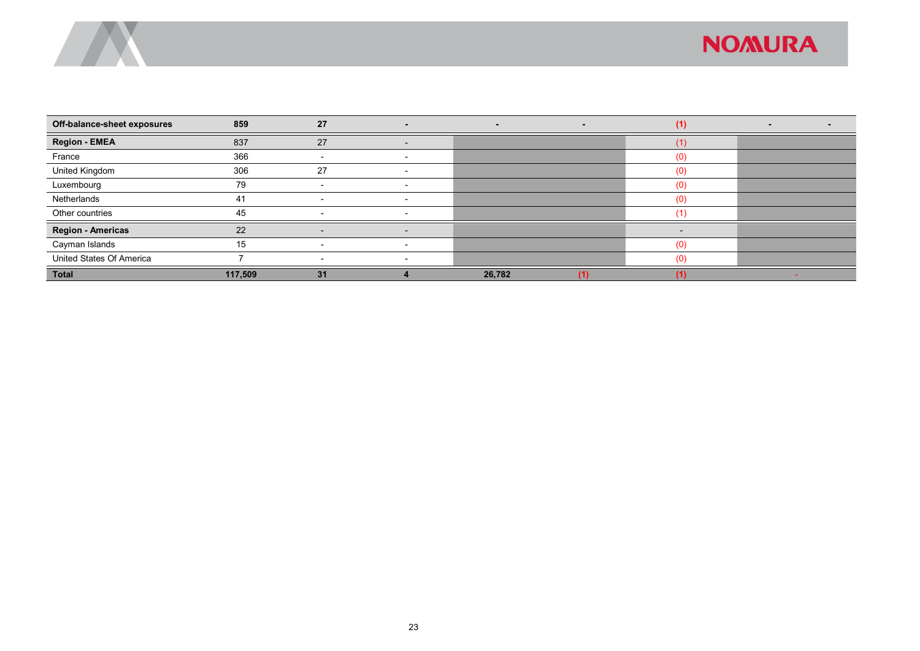| Off-balance-sheet exposures | 859 | 27 | - | - | - | (1) | - | - |
|---|---|---|---|---|---|---|---|---|
| **Region - EMEA** | 837 | 27 | - | | | (1) | | |
| France | 366 | - | - | | | (0) | | |
| United Kingdom | 306 | 27 | - | | | (0) | | |
| Luxembourg | 79 | - | - | | | (0) | | |
| Netherlands | 41 | - | - | | | (0) | | |
| Other countries | 45 | - | - | | | (1) | | |
| **Region - Americas** | 22 | - | - | | | - | | |
| Cayman Islands | 15 | - | - | | | (0) | | |
| United States Of America | 7 | - | - | | | (0) | | |
| **Total** | **117,509** | **31** | **4** | **26,782** | **(1)** | **(1)** | - | |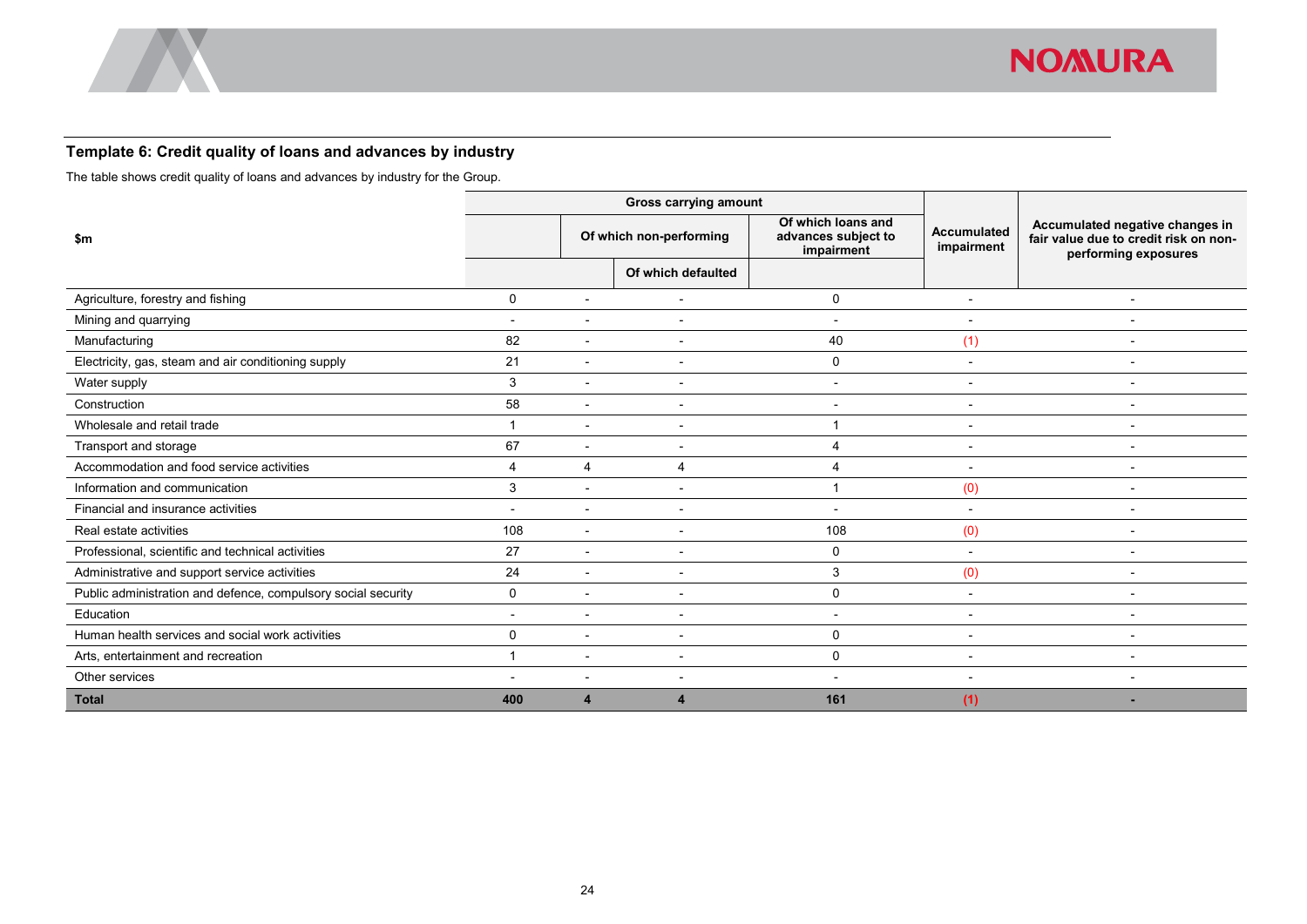## Template 6: Credit quality of loans and advances by industry

The table shows credit quality of loans and advances by industry for the Group.

| $m | Gross carrying amount | | | | Accumulated impairment | Accumulated negative changes in fair value due to credit risk on non-performing exposures |
|---|---|---|---|---|---|---|
| | | Of which non-performing | | Of which loans and advances subject to impairment | | |
| | | | Of which defaulted | | | |
| Agriculture, forestry and fishing | 0 | - | - | 0 | - | - |
| Mining and quarrying | - | - | - | - | - | - |
| Manufacturing | 82 | - | - | 40 | (1) | - |
| Electricity, gas, steam and air conditioning supply | 21 | - | - | 0 | - | - |
| Water supply | 3 | - | - | - | - | - |
| Construction | 58 | - | - | - | - | - |
| Wholesale and retail trade | 1 | - | - | 1 | - | - |
| Transport and storage | 67 | - | - | 4 | - | - |
| Accommodation and food service activities | 4 | 4 | 4 | 4 | - | - |
| Information and communication | 3 | - | - | 1 | (0) | - |
| Financial and insurance activities | - | - | - | - | - | - |
| Real estate activities | 108 | - | - | 108 | (0) | - |
| Professional, scientific and technical activities | 27 | - | - | 0 | - | - |
| Administrative and support service activities | 24 | - | - | 3 | (0) | - |
| Public administration and defence, compulsory social security | 0 | - | - | 0 | - | - |
| Education | - | - | - | - | - | - |
| Human health services and social work activities | 0 | - | - | 0 | - | - |
| Arts, entertainment and recreation | 1 | - | - | 0 | - | - |
| Other services | - | - | - | - | - | - |
| **Total** | **400** | **4** | **4** | **161** | **(1)** | **-** |